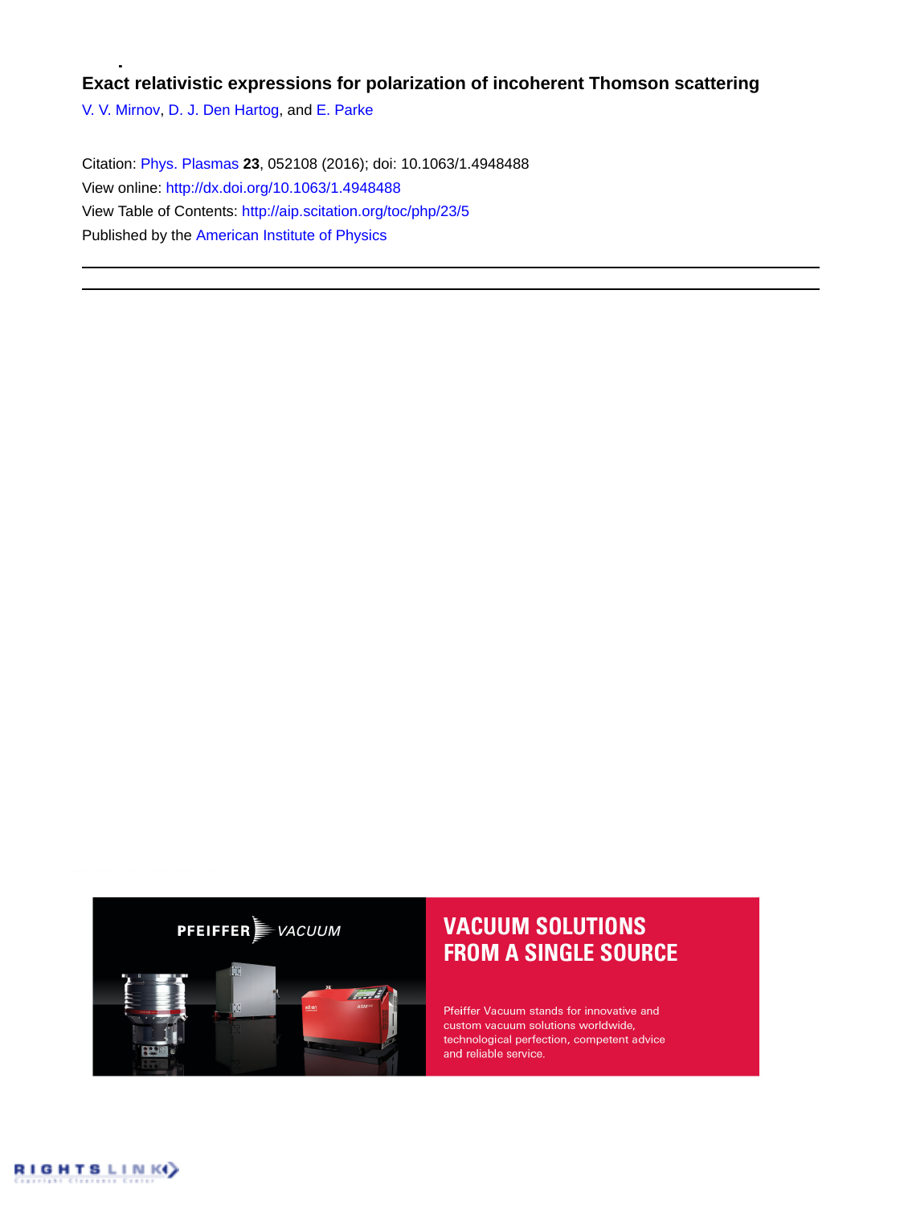# Exact relativistic expressions for polarization of incoherent Thomson scattering

V. V. Mirnov, D. J. Den Hartog, and E. Parke

Citation: Phys. Plasmas **23**, 052108 (2016); doi: 10.1063/1.4948488

View online: http://dx.doi.org/10.1063/1.4948488

View Table of Contents: http://aip.scitation.org/toc/php/23/5

Published by the American Institute of Physics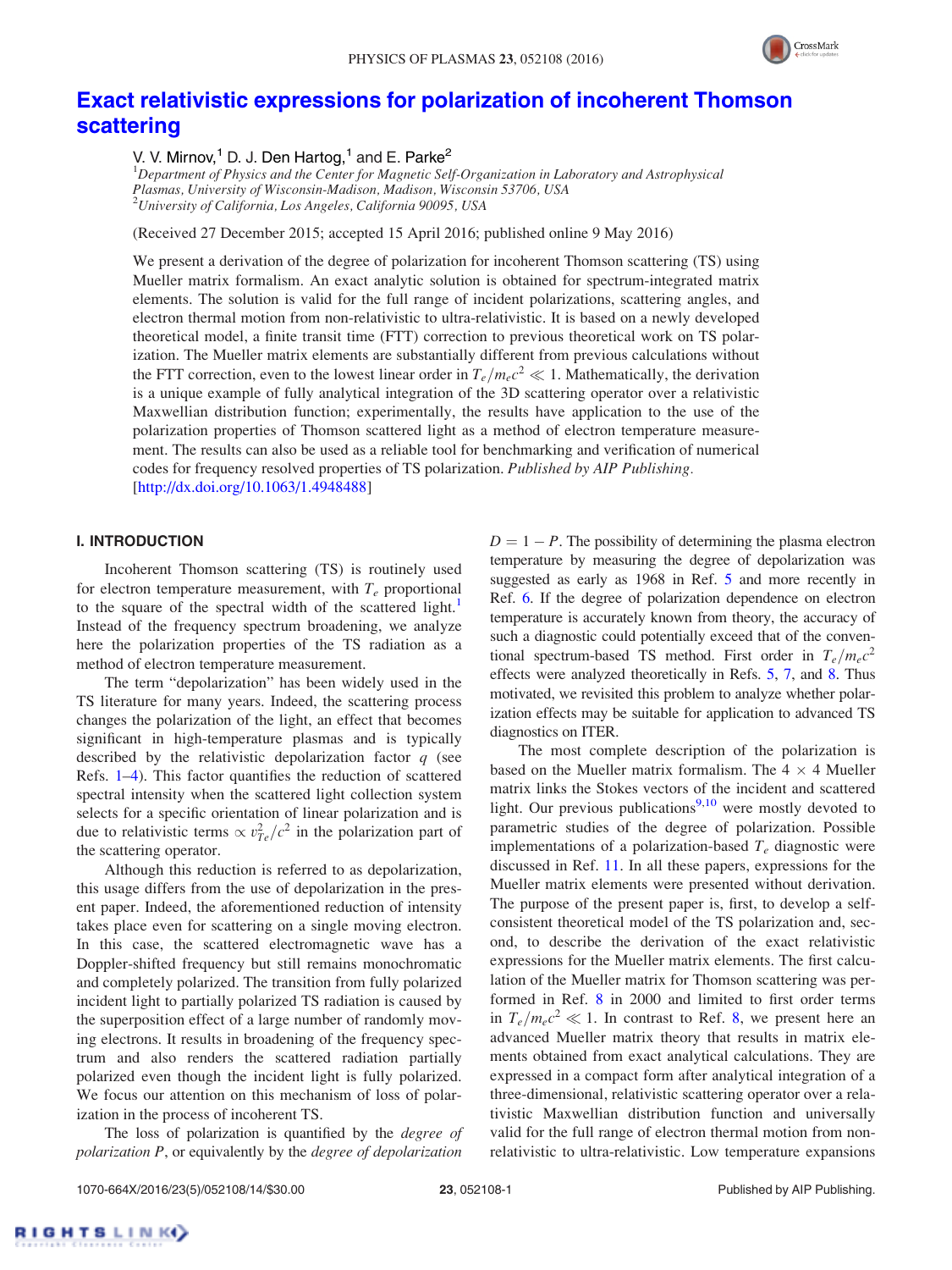# Exact relativistic expressions for polarization of incoherent Thomson scattering

V. V. Mirnov,[1] D. J. Den Hartog,[1] and E. Parke[2]

[1]*Department of Physics and the Center for Magnetic Self-Organization in Laboratory and Astrophysical Plasmas, University of Wisconsin-Madison, Madison, Wisconsin 53706, USA*
[2]*University of California, Los Angeles, California 90095, USA*

(Received 27 December 2015; accepted 15 April 2016; published online 9 May 2016)

We present a derivation of the degree of polarization for incoherent Thomson scattering (TS) using Mueller matrix formalism. An exact analytic solution is obtained for spectrum-integrated matrix elements. The solution is valid for the full range of incident polarizations, scattering angles, and electron thermal motion from non-relativistic to ultra-relativistic. It is based on a newly developed theoretical model, a finite transit time (FTT) correction to previous theoretical work on TS polarization. The Mueller matrix elements are substantially different from previous calculations without the FTT correction, even to the lowest linear order in $T_e/m_ec^2 \ll 1$. Mathematically, the derivation is a unique example of fully analytical integration of the 3D scattering operator over a relativistic Maxwellian distribution function; experimentally, the results have application to the use of the polarization properties of Thomson scattered light as a method of electron temperature measurement. The results can also be used as a reliable tool for benchmarking and verification of numerical codes for frequency resolved properties of TS polarization. *Published by AIP Publishing.* [http://dx.doi.org/10.1063/1.4948488]

## I. INTRODUCTION

Incoherent Thomson scattering (TS) is routinely used for electron temperature measurement, with $T_e$ proportional to the square of the spectral width of the scattered light.[1] Instead of the frequency spectrum broadening, we analyze here the polarization properties of the TS radiation as a method of electron temperature measurement.

The term "depolarization" has been widely used in the TS literature for many years. Indeed, the scattering process changes the polarization of the light, an effect that becomes significant in high-temperature plasmas and is typically described by the relativistic depolarization factor $q$ (see Refs. 1–4). This factor quantifies the reduction of scattered spectral intensity when the scattered light collection system selects for a specific orientation of linear polarization and is due to relativistic terms $\propto v_{Te}^2/c^2$ in the polarization part of the scattering operator.

Although this reduction is referred to as depolarization, this usage differs from the use of depolarization in the present paper. Indeed, the aforementioned reduction of intensity takes place even for scattering on a single moving electron. In this case, the scattered electromagnetic wave has a Doppler-shifted frequency but still remains monochromatic and completely polarized. The transition from fully polarized incident light to partially polarized TS radiation is caused by the superposition effect of a large number of randomly moving electrons. It results in broadening of the frequency spectrum and also renders the scattered radiation partially polarized even though the incident light is fully polarized. We focus our attention on this mechanism of loss of polarization in the process of incoherent TS.

The loss of polarization is quantified by the *degree of polarization* $P$, or equivalently by the *degree of depolarization* $D = 1 - P$. The possibility of determining the plasma electron temperature by measuring the degree of depolarization was suggested as early as 1968 in Ref. 5 and more recently in Ref. 6. If the degree of polarization dependence on electron temperature is accurately known from theory, the accuracy of such a diagnostic could potentially exceed that of the conventional spectrum-based TS method. First order in $T_e/m_ec^2$ effects were analyzed theoretically in Refs. 5, 7, and 8. Thus motivated, we revisited this problem to analyze whether polarization effects may be suitable for application to advanced TS diagnostics on ITER.

The most complete description of the polarization is based on the Mueller matrix formalism. The 4 × 4 Mueller matrix links the Stokes vectors of the incident and scattered light. Our previous publications[9,10] were mostly devoted to parametric studies of the degree of polarization. Possible implementations of a polarization-based $T_e$ diagnostic were discussed in Ref. 11. In all these papers, expressions for the Mueller matrix elements were presented without derivation. The purpose of the present paper is, first, to develop a self-consistent theoretical model of the TS polarization and, second, to describe the derivation of the exact relativistic expressions for the Mueller matrix elements. The first calculation of the Mueller matrix for Thomson scattering was performed in Ref. 8 in 2000 and limited to first order terms in $T_e/m_ec^2 \ll 1$. In contrast to Ref. 8, we present here an advanced Mueller matrix theory that results in matrix elements obtained from exact analytical calculations. They are expressed in a compact form after analytical integration of a three-dimensional, relativistic scattering operator over a relativistic Maxwellian distribution function and universally valid for the full range of electron thermal motion from non-relativistic to ultra-relativistic. Low temperature expansions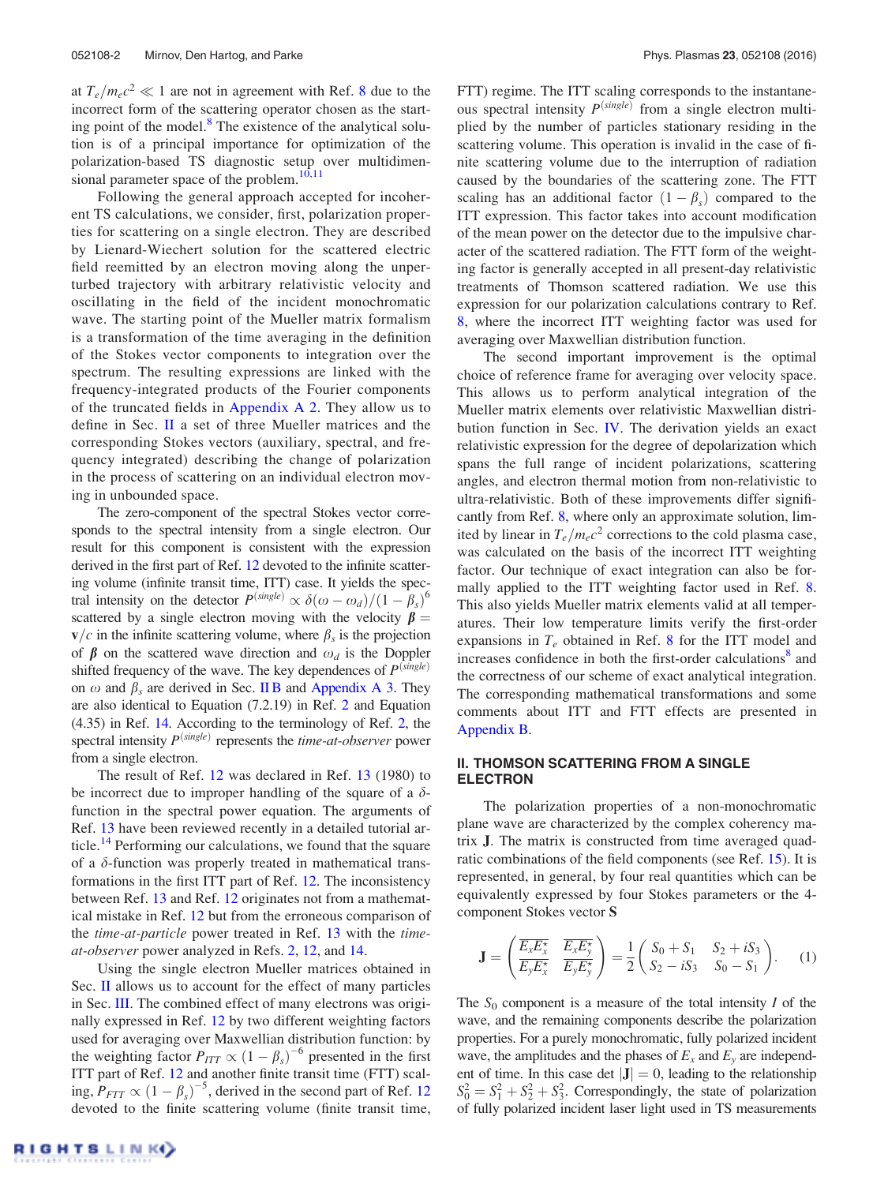at $T_e/m_ec^2 \ll 1$ are not in agreement with Ref. 8 due to the incorrect form of the scattering operator chosen as the starting point of the model.[8] The existence of the analytical solution is of a principal importance for optimization of the polarization-based TS diagnostic setup over multidimensional parameter space of the problem.[10,11]

Following the general approach accepted for incoherent TS calculations, we consider, first, polarization properties for scattering on a single electron. They are described by Lienard-Wiechert solution for the scattered electric field reemitted by an electron moving along the unperturbed trajectory with arbitrary relativistic velocity and oscillating in the field of the incident monochromatic wave. The starting point of the Mueller matrix formalism is a transformation of the time averaging in the definition of the Stokes vector components to integration over the spectrum. The resulting expressions are linked with the frequency-integrated products of the Fourier components of the truncated fields in Appendix A 2. They allow us to define in Sec. II a set of three Mueller matrices and the corresponding Stokes vectors (auxiliary, spectral, and frequency integrated) describing the change of polarization in the process of scattering on an individual electron moving in unbounded space.

The zero-component of the spectral Stokes vector corresponds to the spectral intensity from a single electron. Our result for this component is consistent with the expression derived in the first part of Ref. 12 devoted to the infinite scattering volume (infinite transit time, ITT) case. It yields the spectral intensity on the detector $P^{(single)} \propto \delta(\omega - \omega_d)/(1-\beta_s)^6$ scattered by a single electron moving with the velocity $\boldsymbol{\beta} = \mathbf{v}/c$ in the infinite scattering volume, where $\beta_s$ is the projection of $\boldsymbol{\beta}$ on the scattered wave direction and $\omega_d$ is the Doppler shifted frequency of the wave. The key dependences of $P^{(single)}$ on $\omega$ and $\beta_s$ are derived in Sec. II B and Appendix A 3. They are also identical to Equation (7.2.19) in Ref. 2 and Equation (4.35) in Ref. 14. According to the terminology of Ref. 2, the spectral intensity $P^{(single)}$ represents the *time-at-observer* power from a single electron.

The result of Ref. 12 was declared in Ref. 13 (1980) to be incorrect due to improper handling of the square of a $\delta$-function in the spectral power equation. The arguments of Ref. 13 have been reviewed recently in a detailed tutorial article.[14] Performing our calculations, we found that the square of a $\delta$-function was properly treated in mathematical transformations in the first ITT part of Ref. 12. The inconsistency between Ref. 13 and Ref. 12 originates not from a mathematical mistake in Ref. 12 but from the erroneous comparison of the *time-at-particle* power treated in Ref. 13 with the *time-at-observer* power analyzed in Refs. 2, 12, and 14.

Using the single electron Mueller matrices obtained in Sec. II allows us to account for the effect of many particles in Sec. III. The combined effect of many electrons was originally expressed in Ref. 12 by two different weighting factors used for averaging over Maxwellian distribution function: by the weighting factor $P_{ITT} \propto (1-\beta_s)^{-6}$ presented in the first ITT part of Ref. 12 and another finite transit time (FTT) scaling, $P_{FTT} \propto (1-\beta_s)^{-5}$, derived in the second part of Ref. 12 devoted to the finite scattering volume (finite transit time, FTT) regime. The ITT scaling corresponds to the instantaneous spectral intensity $P^{(single)}$ from a single electron multiplied by the number of particles stationary residing in the scattering volume. This operation is invalid in the case of finite scattering volume due to the interruption of radiation caused by the boundaries of the scattering zone. The FTT scaling has an additional factor $(1-\beta_s)$ compared to the ITT expression. This factor takes into account modification of the mean power on the detector due to the impulsive character of the scattered radiation. The FTT form of the weighting factor is generally accepted in all present-day relativistic treatments of Thomson scattered radiation. We use this expression for our polarization calculations contrary to Ref. 8, where the incorrect ITT weighting factor was used for averaging over Maxwellian distribution function.

The second important improvement is the optimal choice of reference frame for averaging over velocity space. This allows us to perform analytical integration of the Mueller matrix elements over relativistic Maxwellian distribution function in Sec. IV. The derivation yields an exact relativistic expression for the degree of depolarization which spans the full range of incident polarizations, scattering angles, and electron thermal motion from non-relativistic to ultra-relativistic. Both of these improvements differ significantly from Ref. 8, where only an approximate solution, limited by linear in $T_e/m_ec^2$ corrections to the cold plasma case, was calculated on the basis of the incorrect ITT weighting factor. Our technique of exact integration can also be formally applied to the ITT weighting factor used in Ref. 8. This also yields Mueller matrix elements valid at all temperatures. Their low temperature limits verify the first-order expansions in $T_e$ obtained in Ref. 8 for the ITT model and increases confidence in both the first-order calculations[8] and the correctness of our scheme of exact analytical integration. The corresponding mathematical transformations and some comments about ITT and FTT effects are presented in Appendix B.

## II. THOMSON SCATTERING FROM A SINGLE ELECTRON

The polarization properties of a non-monochromatic plane wave are characterized by the complex coherency matrix $\mathbf{J}$. The matrix is constructed from time averaged quadratic combinations of the field components (see Ref. 15). It is represented, in general, by four real quantities which can be equivalently expressed by four Stokes parameters or the 4-component Stokes vector $\mathbf{S}$

$$\mathbf{J} = \begin{pmatrix} \overline{E_x E_x^\star} & \overline{E_x E_y^\star} \\ \overline{E_y E_x^\star} & \overline{E_y E_y^\star} \end{pmatrix} = \frac{1}{2}\begin{pmatrix} S_0 + S_1 & S_2 + iS_3 \\ S_2 - iS_3 & S_0 - S_1 \end{pmatrix}. \tag{1}$$

The $S_0$ component is a measure of the total intensity $I$ of the wave, and the remaining components describe the polarization properties. For a purely monochromatic, fully polarized incident wave, the amplitudes and the phases of $E_x$ and $E_y$ are independent of time. In this case $\det|\mathbf{J}| = 0$, leading to the relationship $S_0^2 = S_1^2 + S_2^2 + S_3^2$. Correspondingly, the state of polarization of fully polarized incident laser light used in TS measurements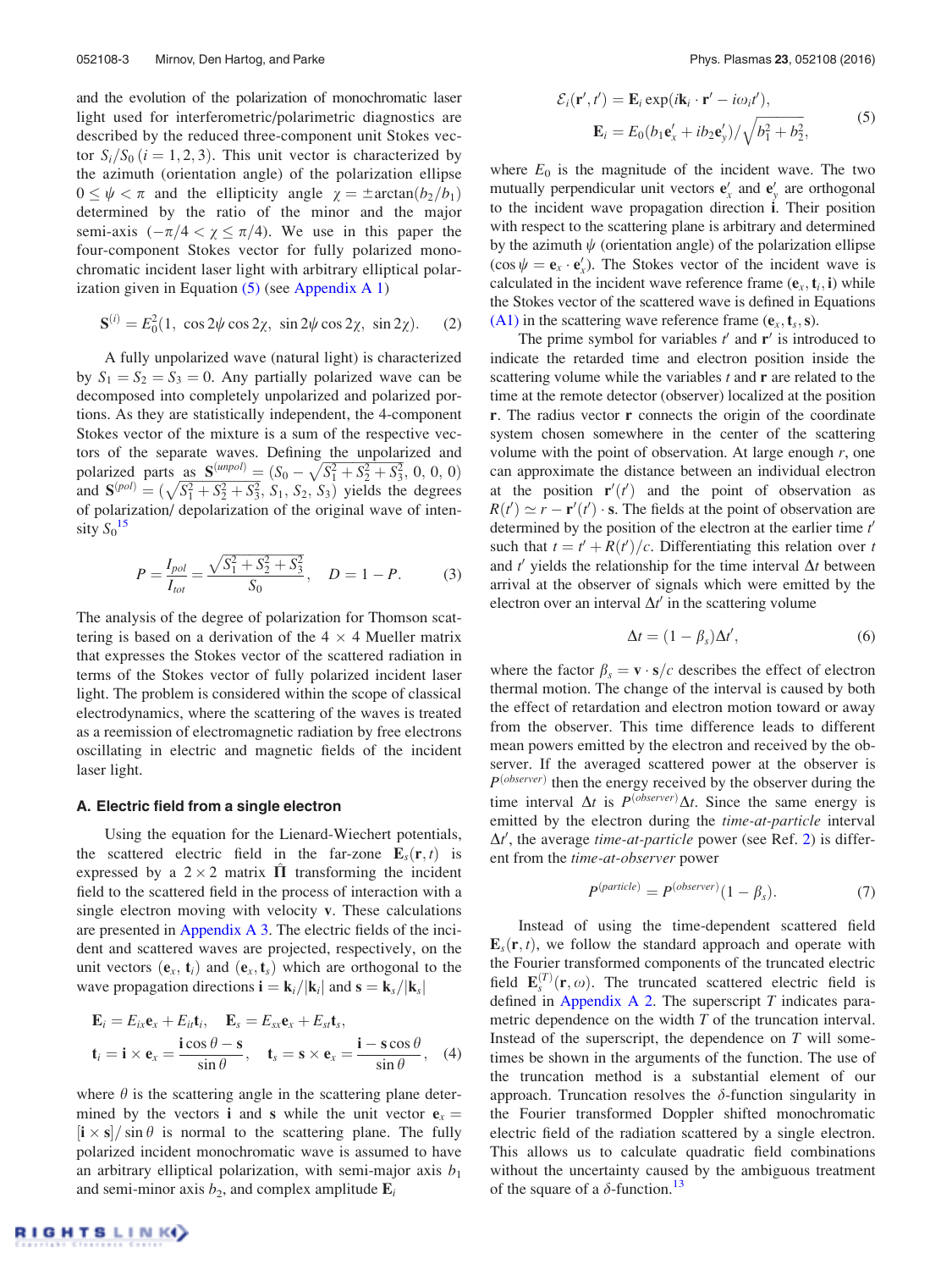and the evolution of the polarization of monochromatic laser light used for interferometric/polarimetric diagnostics are described by the reduced three-component unit Stokes vector $S_i/S_0\,(i = 1, 2, 3)$. This unit vector is characterized by the azimuth (orientation angle) of the polarization ellipse $0 \le \psi < \pi$ and the ellipticity angle $\chi = \pm\arctan(b_2/b_1)$ determined by the ratio of the minor and the major semi-axis $(-\pi/4 < \chi \le \pi/4)$. We use in this paper the four-component Stokes vector for fully polarized monochromatic incident laser light with arbitrary elliptical polarization given in Equation (5) (see Appendix A 1)

$$\mathbf{S}^{(i)} = E_0^2(1,\ \cos 2\psi\cos 2\chi,\ \sin 2\psi\cos 2\chi,\ \sin 2\chi). \quad (2)$$

A fully unpolarized wave (natural light) is characterized by $S_1 = S_2 = S_3 = 0$. Any partially polarized wave can be decomposed into completely unpolarized and polarized portions. As they are statistically independent, the 4-component Stokes vector of the mixture is a sum of the respective vectors of the separate waves. Defining the unpolarized and polarized parts as $\mathbf{S}^{(unpol)} = (S_0 - \sqrt{S_1^2 + S_2^2 + S_3^2},\ 0,\ 0,\ 0)$ and $\mathbf{S}^{(pol)} = (\sqrt{S_1^2 + S_2^2 + S_3^2},\ S_1,\ S_2,\ S_3)$ yields the degrees of polarization/ depolarization of the original wave of intensity $S_0$[15]

$$P = \frac{I_{pol}}{I_{tot}} = \frac{\sqrt{S_1^2 + S_2^2 + S_3^2}}{S_0}, \quad D = 1 - P. \quad (3)$$

The analysis of the degree of polarization for Thomson scattering is based on a derivation of the 4 × 4 Mueller matrix that expresses the Stokes vector of the scattered radiation in terms of the Stokes vector of fully polarized incident laser light. The problem is considered within the scope of classical electrodynamics, where the scattering of the waves is treated as a reemission of electromagnetic radiation by free electrons oscillating in electric and magnetic fields of the incident laser light.

### A. Electric field from a single electron

Using the equation for the Lienard-Wiechert potentials, the scattered electric field in the far-zone $\mathbf{E}_s(\mathbf{r}, t)$ is expressed by a $2 \times 2$ matrix $\hat{\Pi}$ transforming the incident field to the scattered field in the process of interaction with a single electron moving with velocity $\mathbf{v}$. These calculations are presented in Appendix A 3. The electric fields of the incident and scattered waves are projected, respectively, on the unit vectors $(\mathbf{e}_x, \mathbf{t}_i)$ and $(\mathbf{e}_x, \mathbf{t}_s)$ which are orthogonal to the wave propagation directions $\mathbf{i} = \mathbf{k}_i/|\mathbf{k}_i|$ and $\mathbf{s} = \mathbf{k}_s/|\mathbf{k}_s|$

$$\begin{aligned}
&\mathbf{E}_i = E_{ix}\mathbf{e}_x + E_{it}\mathbf{t}_i, \quad \mathbf{E}_s = E_{sx}\mathbf{e}_x + E_{st}\mathbf{t}_s, \\
&\mathbf{t}_i = \mathbf{i} \times \mathbf{e}_x = \frac{\mathbf{i}\cos\theta - \mathbf{s}}{\sin\theta}, \quad \mathbf{t}_s = \mathbf{s} \times \mathbf{e}_x = \frac{\mathbf{i} - \mathbf{s}\cos\theta}{\sin\theta},
\end{aligned} \quad (4)$$

where $\theta$ is the scattering angle in the scattering plane determined by the vectors $\mathbf{i}$ and $\mathbf{s}$ while the unit vector $\mathbf{e}_x = [\mathbf{i} \times \mathbf{s}]/\sin\theta$ is normal to the scattering plane. The fully polarized incident monochromatic wave is assumed to have an arbitrary elliptical polarization, with semi-major axis $b_1$ and semi-minor axis $b_2$, and complex amplitude $\mathbf{E}_i$

$$\begin{aligned}
&\mathcal{E}_i(\mathbf{r}', t') = \mathbf{E}_i \exp(i\mathbf{k}_i \cdot \mathbf{r}' - i\omega_i t'), \\
&\mathbf{E}_i = E_0(b_1\mathbf{e}'_x + ib_2\mathbf{e}'_y)/\sqrt{b_1^2 + b_2^2},
\end{aligned} \quad (5)$$

where $E_0$ is the magnitude of the incident wave. The two mutually perpendicular unit vectors $\mathbf{e}'_x$ and $\mathbf{e}'_y$ are orthogonal to the incident wave propagation direction $\mathbf{i}$. Their position with respect to the scattering plane is arbitrary and determined by the azimuth $\psi$ (orientation angle) of the polarization ellipse $(\cos\psi = \mathbf{e}_x \cdot \mathbf{e}'_x)$. The Stokes vector of the incident wave is calculated in the incident wave reference frame $(\mathbf{e}_x, \mathbf{t}_i, \mathbf{i})$ while the Stokes vector of the scattered wave is defined in Equations (A1) in the scattering wave reference frame $(\mathbf{e}_x, \mathbf{t}_s, \mathbf{s})$.

The prime symbol for variables $t'$ and $\mathbf{r}'$ is introduced to indicate the retarded time and electron position inside the scattering volume while the variables $t$ and $\mathbf{r}$ are related to the time at the remote detector (observer) localized at the position $\mathbf{r}$. The radius vector $\mathbf{r}$ connects the origin of the coordinate system chosen somewhere in the center of the scattering volume with the point of observation. At large enough $r$, one can approximate the distance between an individual electron at the position $\mathbf{r}'(t')$ and the point of observation as $R(t') \simeq r - \mathbf{r}'(t') \cdot \mathbf{s}$. The fields at the point of observation are determined by the position of the electron at the earlier time $t'$ such that $t = t' + R(t')/c$. Differentiating this relation over $t$ and $t'$ yields the relationship for the time interval $\Delta t$ between arrival at the observer of signals which were emitted by the electron over an interval $\Delta t'$ in the scattering volume

$$\Delta t = (1 - \beta_s)\Delta t', \quad (6)$$

where the factor $\beta_s = \mathbf{v} \cdot \mathbf{s}/c$ describes the effect of electron thermal motion. The change of the interval is caused by both the effect of retardation and electron motion toward or away from the observer. This time difference leads to different mean powers emitted by the electron and received by the observer. If the averaged scattered power at the observer is $P^{(observer)}$ then the energy received by the observer during the time interval $\Delta t$ is $P^{(observer)}\Delta t$. Since the same energy is emitted by the electron during the *time-at-particle* interval $\Delta t'$, the average *time-at-particle* power (see Ref. 2) is different from the *time-at-observer* power

$$P^{(particle)} = P^{(observer)}(1 - \beta_s). \quad (7)$$

Instead of using the time-dependent scattered field $\mathbf{E}_s(\mathbf{r}, t)$, we follow the standard approach and operate with the Fourier transformed components of the truncated electric field $\mathbf{E}_s^{(T)}(\mathbf{r}, \omega)$. The truncated scattered electric field is defined in Appendix A 2. The superscript $T$ indicates parametric dependence on the width $T$ of the truncation interval. Instead of the superscript, the dependence on $T$ will sometimes be shown in the arguments of the function. The use of the truncation method is a substantial element of our approach. Truncation resolves the $\delta$-function singularity in the Fourier transformed Doppler shifted monochromatic electric field of the radiation scattered by a single electron. This allows us to calculate quadratic field combinations without the uncertainty caused by the ambiguous treatment of the square of a $\delta$-function.[13]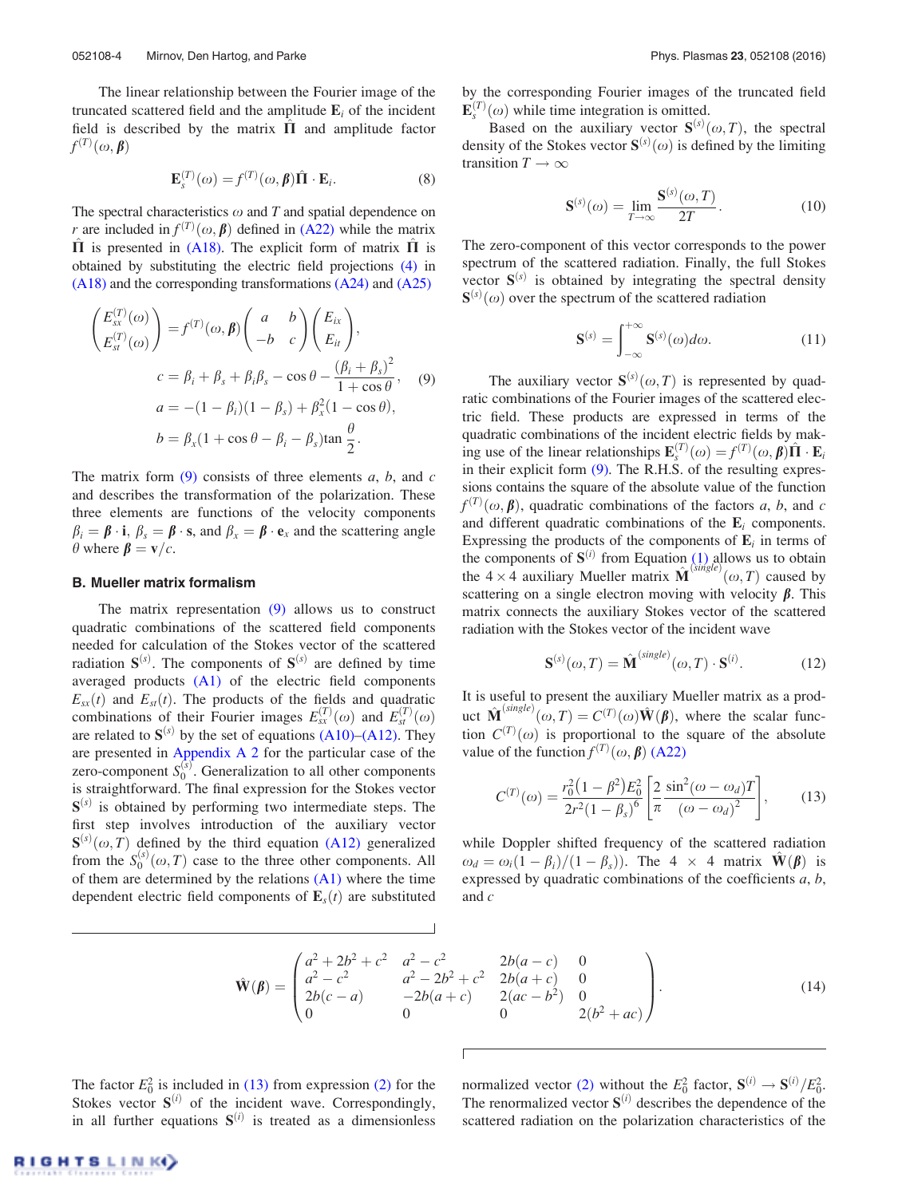The linear relationship between the Fourier image of the truncated scattered field and the amplitude $\mathbf{E}_i$ of the incident field is described by the matrix $\hat{\mathbf{\Pi}}$ and amplitude factor $f^{(T)}(\omega, \boldsymbol{\beta})$

$$\mathbf{E}_s^{(T)}(\omega) = f^{(T)}(\omega, \boldsymbol{\beta})\hat{\mathbf{\Pi}} \cdot \mathbf{E}_i. \tag{8}$$

The spectral characteristics $\omega$ and $T$ and spatial dependence on $r$ are included in $f^{(T)}(\omega, \boldsymbol{\beta})$ defined in (A22) while the matrix $\hat{\mathbf{\Pi}}$ is presented in (A18). The explicit form of matrix $\hat{\mathbf{\Pi}}$ is obtained by substituting the electric field projections (4) in (A18) and the corresponding transformations (A24) and (A25)

$$\begin{pmatrix} E_{sx}^{(T)}(\omega) \\ E_{st}^{(T)}(\omega) \end{pmatrix} = f^{(T)}(\omega, \boldsymbol{\beta}) \begin{pmatrix} a & b \\ -b & c \end{pmatrix} \begin{pmatrix} E_{ix} \\ E_{it} \end{pmatrix},$$
$$c = \beta_i + \beta_s + \beta_i\beta_s - \cos\theta - \frac{(\beta_i + \beta_s)^2}{1 + \cos\theta}, \tag{9}$$
$$a = -(1 - \beta_i)(1 - \beta_s) + \beta_x^2(1 - \cos\theta),$$
$$b = \beta_x(1 + \cos\theta - \beta_i - \beta_s)\tan\frac{\theta}{2}.$$

The matrix form (9) consists of three elements $a$, $b$, and $c$ and describes the transformation of the polarization. These three elements are functions of the velocity components $\beta_i = \boldsymbol{\beta} \cdot \mathbf{i}$, $\beta_s = \boldsymbol{\beta} \cdot \mathbf{s}$, and $\beta_x = \boldsymbol{\beta} \cdot \mathbf{e}_x$ and the scattering angle $\theta$ where $\boldsymbol{\beta} = \mathbf{v}/c$.

### B. Mueller matrix formalism

The matrix representation (9) allows us to construct quadratic combinations of the scattered field components needed for calculation of the Stokes vector of the scattered radiation $\mathbf{S}^{(s)}$. The components of $\mathbf{S}^{(s)}$ are defined by time averaged products (A1) of the electric field components $E_{sx}(t)$ and $E_{st}(t)$. The products of the fields and quadratic combinations of their Fourier images $E_{sx}^{(T)}(\omega)$ and $E_{st}^{(T)}(\omega)$ are related to $\mathbf{S}^{(s)}$ by the set of equations (A10)–(A12). They are presented in Appendix A 2 for the particular case of the zero-component $S_0^{(s)}$. Generalization to all other components is straightforward. The final expression for the Stokes vector $\mathbf{S}^{(s)}$ is obtained by performing two intermediate steps. The first step involves introduction of the auxiliary vector $\mathbf{S}^{(s)}(\omega, T)$ defined by the third equation (A12) generalized from the $S_0^{(s)}(\omega, T)$ case to the three other components. All of them are determined by the relations (A1) where the time dependent electric field components of $\mathbf{E}_s(t)$ are substituted by the corresponding Fourier images of the truncated field $\mathbf{E}_s^{(T)}(\omega)$ while time integration is omitted.

Based on the auxiliary vector $\mathbf{S}^{(s)}(\omega, T)$, the spectral density of the Stokes vector $\mathbf{S}^{(s)}(\omega)$ is defined by the limiting transition $T \to \infty$

$$\mathbf{S}^{(s)}(\omega) = \lim_{T\to\infty} \frac{\mathbf{S}^{(s)}(\omega, T)}{2T}. \tag{10}$$

The zero-component of this vector corresponds to the power spectrum of the scattered radiation. Finally, the full Stokes vector $\mathbf{S}^{(s)}$ is obtained by integrating the spectral density $\mathbf{S}^{(s)}(\omega)$ over the spectrum of the scattered radiation

$$\mathbf{S}^{(s)} = \int_{-\infty}^{+\infty} \mathbf{S}^{(s)}(\omega) d\omega. \tag{11}$$

The auxiliary vector $\mathbf{S}^{(s)}(\omega, T)$ is represented by quadratic combinations of the Fourier images of the scattered electric field. These products are expressed in terms of the quadratic combinations of the incident electric fields by making use of the linear relationships $\mathbf{E}_s^{(T)}(\omega) = f^{(T)}(\omega, \boldsymbol{\beta})\hat{\mathbf{\Pi}} \cdot \mathbf{E}_i$ in their explicit form (9). The R.H.S. of the resulting expressions contains the square of the absolute value of the function $f^{(T)}(\omega, \boldsymbol{\beta})$, quadratic combinations of the factors $a$, $b$, and $c$ and different quadratic combinations of the $\mathbf{E}_i$ components. Expressing the products of the components of $\mathbf{E}_i$ in terms of the components of $\mathbf{S}^{(i)}$ from Equation (1) allows us to obtain the $4 \times 4$ auxiliary Mueller matrix $\hat{\mathbf{M}}^{(single)}(\omega, T)$ caused by scattering on a single electron moving with velocity $\boldsymbol{\beta}$. This matrix connects the auxiliary Stokes vector of the scattered radiation with the Stokes vector of the incident wave

$$\mathbf{S}^{(s)}(\omega, T) = \hat{\mathbf{M}}^{(single)}(\omega, T) \cdot \mathbf{S}^{(i)}. \tag{12}$$

It is useful to present the auxiliary Mueller matrix as a product $\hat{\mathbf{M}}^{(single)}(\omega, T) = C^{(T)}(\omega)\hat{\mathbf{W}}(\boldsymbol{\beta})$, where the scalar function $C^{(T)}(\omega)$ is proportional to the square of the absolute value of the function $f^{(T)}(\omega, \boldsymbol{\beta})$ (A22)

$$C^{(T)}(\omega) = \frac{r_0^2(1 - \beta^2)E_0^2}{2r^2(1 - \beta_s)^6}\left[\frac{2}{\pi}\frac{\sin^2(\omega - \omega_d)T}{(\omega - \omega_d)^2}\right], \tag{13}$$

while Doppler shifted frequency of the scattered radiation $\omega_d = \omega_i(1 - \beta_i)/(1 - \beta_s))$. The $4 \times 4$ matrix $\hat{\mathbf{W}}(\boldsymbol{\beta})$ is expressed by quadratic combinations of the coefficients $a$, $b$, and $c$

$$\hat{\mathbf{W}}(\boldsymbol{\beta}) = \begin{pmatrix} a^2 + 2b^2 + c^2 & a^2 - c^2 & 2b(a - c) & 0 \\ a^2 - c^2 & a^2 - 2b^2 + c^2 & 2b(a + c) & 0 \\ 2b(c - a) & -2b(a + c) & 2(ac - b^2) & 0 \\ 0 & 0 & 0 & 2(b^2 + ac) \end{pmatrix}. \tag{14}$$

The factor $E_0^2$ is included in (13) from expression (2) for the Stokes vector $\mathbf{S}^{(i)}$ of the incident wave. Correspondingly, in all further equations $\mathbf{S}^{(i)}$ is treated as a dimensionless normalized vector (2) without the $E_0^2$ factor, $\mathbf{S}^{(i)} \to \mathbf{S}^{(i)}/E_0^2$. The renormalized vector $\mathbf{S}^{(i)}$ describes the dependence of the scattered radiation on the polarization characteristics of the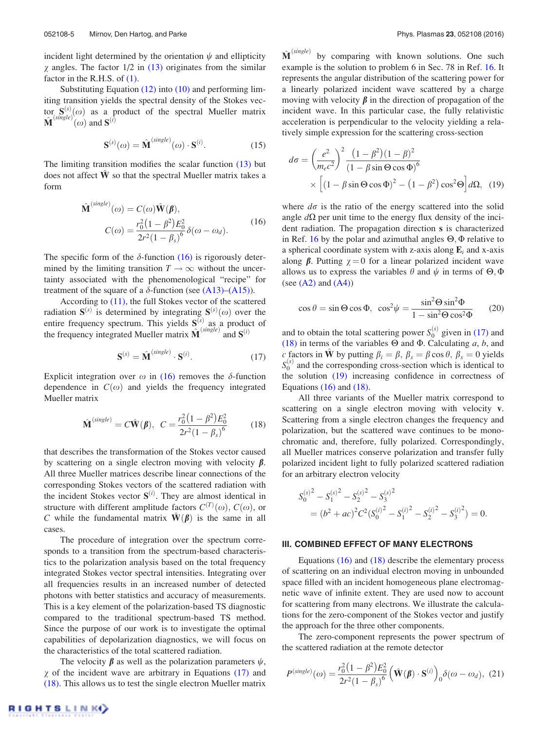incident light determined by the orientation $\psi$ and ellipticity $\chi$ angles. The factor 1/2 in (13) originates from the similar factor in the R.H.S. of (1).

Substituting Equation (12) into (10) and performing limiting transition yields the spectral density of the Stokes vector $\mathbf{S}^{(s)}(\omega)$ as a product of the spectral Mueller matrix $\hat{\mathbf{M}}^{(single)}(\omega)$ and $\mathbf{S}^{(i)}$

$$\mathbf{S}^{(s)}(\omega) = \hat{\mathbf{M}}^{(single)}(\omega) \cdot \mathbf{S}^{(i)}. \tag{15}$$

The limiting transition modifies the scalar function (13) but does not affect $\hat{\mathbf{W}}$ so that the spectral Mueller matrix takes a form

$$\begin{aligned}\hat{\mathbf{M}}^{(single)}(\omega) &= C(\omega)\hat{\mathbf{W}}(\boldsymbol{\beta}),\\ C(\omega) &= \frac{r_0^2(1-\beta^2)E_0^2}{2r^2(1-\beta_s)^6}\delta(\omega-\omega_d).\end{aligned} \tag{16}$$

The specific form of the $\delta$-function (16) is rigorously determined by the limiting transition $T \rightarrow \infty$ without the uncertainty associated with the phenomenological "recipe" for treatment of the square of a $\delta$-function (see (A13)–(A15)).

According to (11), the full Stokes vector of the scattered radiation $\mathbf{S}^{(s)}$ is determined by integrating $\mathbf{S}^{(s)}(\omega)$ over the entire frequency spectrum. This yields $\mathbf{S}^{(s)}$ as a product of the frequency integrated Mueller matrix $\hat{\mathbf{M}}^{(single)}$ and $\mathbf{S}^{(i)}$

$$\mathbf{S}^{(s)} = \hat{\mathbf{M}}^{(single)} \cdot \mathbf{S}^{(i)}. \tag{17}$$

Explicit integration over $\omega$ in (16) removes the $\delta$-function dependence in $C(\omega)$ and yields the frequency integrated Mueller matrix

$$\hat{\mathbf{M}}^{(single)} = C\hat{\mathbf{W}}(\boldsymbol{\beta}), \quad C = \frac{r_0^2(1-\beta^2)E_0^2}{2r^2(1-\beta_s)^6} \tag{18}$$

that describes the transformation of the Stokes vector caused by scattering on a single electron moving with velocity $\boldsymbol{\beta}$. All three Mueller matrices describe linear connections of the corresponding Stokes vectors of the scattered radiation with the incident Stokes vector $\mathbf{S}^{(i)}$. They are almost identical in structure with different amplitude factors $C^{(T)}(\omega)$, $C(\omega)$, or $C$ while the fundamental matrix $\hat{\mathbf{W}}(\boldsymbol{\beta})$ is the same in all cases.

The procedure of integration over the spectrum corresponds to a transition from the spectrum-based characteristics to the polarization analysis based on the total frequency integrated Stokes vector spectral intensities. Integrating over all frequencies results in an increased number of detected photons with better statistics and accuracy of measurements. This is a key element of the polarization-based TS diagnostic compared to the traditional spectrum-based TS method. Since the purpose of our work is to investigate the optimal capabilities of depolarization diagnostics, we will focus on the characteristics of the total scattered radiation.

The velocity $\boldsymbol{\beta}$ as well as the polarization parameters $\psi$, $\chi$ of the incident wave are arbitrary in Equations (17) and (18). This allows us to test the single electron Mueller matrix $\hat{\mathbf{M}}^{(single)}$ by comparing with known solutions. One such example is the solution to problem 6 in Sec. 78 in Ref. 16. It represents the angular distribution of the scattering power for a linearly polarized incident wave scattered by a charge moving with velocity $\boldsymbol{\beta}$ in the direction of propagation of the incident wave. In this particular case, the fully relativistic acceleration is perpendicular to the velocity yielding a relatively simple expression for the scattering cross-section

$$\begin{aligned}d\sigma = &\left(\frac{e^2}{m_e c^2}\right)^2 \frac{(1-\beta^2)(1-\beta)^2}{(1-\beta\sin\Theta\cos\Phi)^6}\\ &\times\left[(1-\beta\sin\Theta\cos\Phi)^2 - (1-\beta^2)\cos^2\Theta\right]d\Omega,\end{aligned} \tag{19}$$

where $d\sigma$ is the ratio of the energy scattered into the solid angle $d\Omega$ per unit time to the energy flux density of the incident radiation. The propagation direction $\mathbf{s}$ is characterized in Ref. 16 by the polar and azimuthal angles $\Theta, \Phi$ relative to a spherical coordinate system with z-axis along $\mathbf{E}_i$ and x-axis along $\boldsymbol{\beta}$. Putting $\chi = 0$ for a linear polarized incident wave allows us to express the variables $\theta$ and $\psi$ in terms of $\Theta, \Phi$ (see (A2) and (A4))

$$\cos\theta = \sin\Theta\cos\Phi, \quad \cos^2\psi = \frac{\sin^2\Theta\sin^2\Phi}{1-\sin^2\Theta\cos^2\Phi} \tag{20}$$

and to obtain the total scattering power $S_0^{(s)}$ given in (17) and (18) in terms of the variables $\Theta$ and $\Phi$. Calculating $a$, $b$, and $c$ factors in $\hat{\mathbf{W}}$ by putting $\beta_i = \beta$, $\beta_s = \beta\cos\theta$, $\beta_x = 0$ yields $S_0^{(s)}$ and the corresponding cross-section which is identical to the solution (19) increasing confidence in correctness of Equations (16) and (18).

All three variants of the Mueller matrix correspond to scattering on a single electron moving with velocity $\mathbf{v}$. Scattering from a single electron changes the frequency and polarization, but the scattered wave continues to be monochromatic and, therefore, fully polarized. Correspondingly, all Mueller matrices conserve polarization and transfer fully polarized incident light to fully polarized scattered radiation for an arbitrary electron velocity

$$\begin{aligned}&{S_0^{(s)}}^2 - {S_1^{(s)}}^2 - {S_2^{(s)}}^2 - {S_3^{(s)}}^2\\ &\quad = (b^2+ac)^2C^2({S_0^{(i)}}^2 - {S_1^{(i)}}^2 - {S_2^{(i)}}^2 - {S_3^{(i)}}^2) = 0.\end{aligned}$$

### III. COMBINED EFFECT OF MANY ELECTRONS

Equations (16) and (18) describe the elementary process of scattering on an individual electron moving in unbounded space filled with an incident homogeneous plane electromagnetic wave of infinite extent. They are used now to account for scattering from many electrons. We illustrate the calculations for the zero-component of the Stokes vector and justify the approach for the three other components.

The zero-component represents the power spectrum of the scattered radiation at the remote detector

$$P^{(single)}(\omega) = \frac{r_0^2(1-\beta^2)E_0^2}{2r^2(1-\beta_s)^6}\left(\hat{\mathbf{W}}(\boldsymbol{\beta})\cdot\mathbf{S}^{(i)}\right)_0\delta(\omega-\omega_d), \tag{21}$$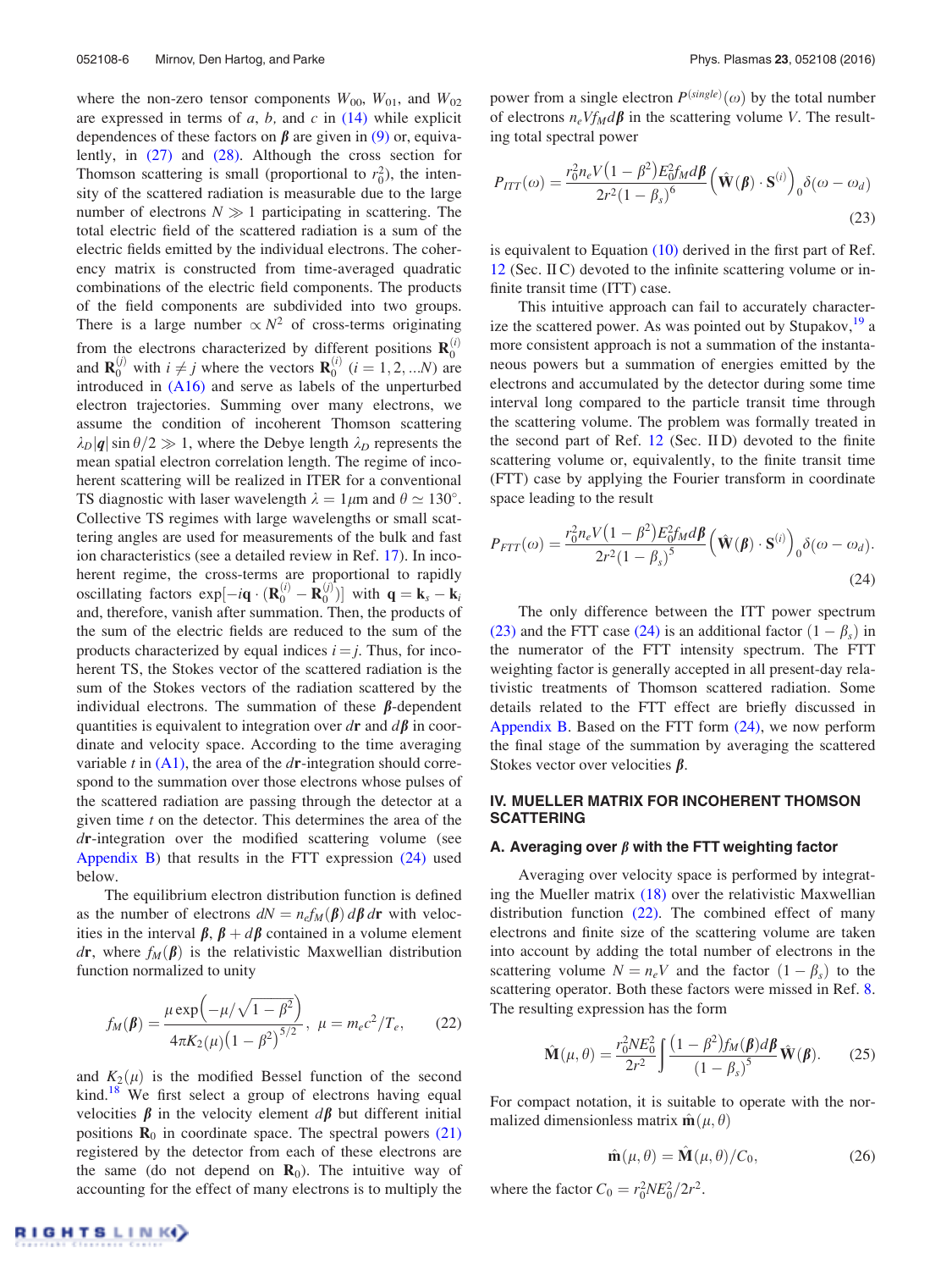where the non-zero tensor components $W_{00}$, $W_{01}$, and $W_{02}$ are expressed in terms of $a$, $b$, and $c$ in (14) while explicit dependences of these factors on $\boldsymbol{\beta}$ are given in (9) or, equivalently, in (27) and (28). Although the cross section for Thomson scattering is small (proportional to $r_0^2$), the intensity of the scattered radiation is measurable due to the large number of electrons $N \gg 1$ participating in scattering. The total electric field of the scattered radiation is a sum of the electric fields emitted by the individual electrons. The coherency matrix is constructed from time-averaged quadratic combinations of the electric field components. The products of the field components are subdivided into two groups. There is a large number $\propto N^2$ of cross-terms originating from the electrons characterized by different positions $\mathbf{R}_0^{(i)}$ and $\mathbf{R}_0^{(j)}$ with $i \neq j$ where the vectors $\mathbf{R}_0^{(i)}$ $(i = 1, 2, ...N)$ are introduced in (A16) and serve as labels of the unperturbed electron trajectories. Summing over many electrons, we assume the condition of incoherent Thomson scattering $\lambda_D |\boldsymbol{q}| \sin\theta/2 \gg 1$, where the Debye length $\lambda_D$ represents the mean spatial electron correlation length. The regime of incoherent scattering will be realized in ITER for a conventional TS diagnostic with laser wavelength $\lambda = 1\mu$m and $\theta \simeq 130°$. Collective TS regimes with large wavelengths or small scattering angles are used for measurements of the bulk and fast ion characteristics (see a detailed review in Ref. 17). In incoherent regime, the cross-terms are proportional to rapidly oscillating factors $\exp[-i\mathbf{q}\cdot(\mathbf{R}_0^{(i)} - \mathbf{R}_0^{(j)})]$ with $\mathbf{q} = \mathbf{k}_s - \mathbf{k}_i$ and, therefore, vanish after summation. Then, the products of the sum of the electric fields are reduced to the sum of the products characterized by equal indices $i = j$. Thus, for incoherent TS, the Stokes vector of the scattered radiation is the sum of the Stokes vectors of the radiation scattered by the individual electrons. The summation of these $\boldsymbol{\beta}$-dependent quantities is equivalent to integration over $d\mathbf{r}$ and $d\boldsymbol{\beta}$ in coordinate and velocity space. According to the time averaging variable $t$ in (A1), the area of the $d\mathbf{r}$-integration should correspond to the summation over those electrons whose pulses of the scattered radiation are passing through the detector at a given time $t$ on the detector. This determines the area of the $d\mathbf{r}$-integration over the modified scattering volume (see Appendix B) that results in the FTT expression (24) used below.

The equilibrium electron distribution function is defined as the number of electrons $dN = n_e f_M(\boldsymbol{\beta})\, d\boldsymbol{\beta}\, d\mathbf{r}$ with velocities in the interval $\boldsymbol{\beta}$, $\boldsymbol{\beta} + d\boldsymbol{\beta}$ contained in a volume element $d\mathbf{r}$, where $f_M(\boldsymbol{\beta})$ is the relativistic Maxwellian distribution function normalized to unity

$$f_M(\boldsymbol{\beta}) = \frac{\mu \exp\left(-\mu/\sqrt{1-\beta^2}\right)}{4\pi K_2(\mu)\left(1-\beta^2\right)^{5/2}}, \;\; \mu = m_e c^2/T_e, \tag{22}$$

and $K_2(\mu)$ is the modified Bessel function of the second kind.[18] We first select a group of electrons having equal velocities $\boldsymbol{\beta}$ in the velocity element $d\boldsymbol{\beta}$ but different initial positions $\mathbf{R}_0$ in coordinate space. The spectral powers (21) registered by the detector from each of these electrons are the same (do not depend on $\mathbf{R}_0$). The intuitive way of accounting for the effect of many electrons is to multiply the power from a single electron $P^{(single)}(\omega)$ by the total number of electrons $n_e V f_M d\boldsymbol{\beta}$ in the scattering volume $V$. The resulting total spectral power

$$P_{ITT}(\omega) = \frac{r_0^2 n_e V\left(1-\beta^2\right) E_0^2 f_M d\boldsymbol{\beta}}{2r^2(1-\beta_s)^6}\left(\hat{\mathbf{W}}(\boldsymbol{\beta})\cdot\mathbf{S}^{(i)}\right)_0 \delta(\omega-\omega_d) \tag{23}$$

is equivalent to Equation (10) derived in the first part of Ref. 12 (Sec. II C) devoted to the infinite scattering volume or infinite transit time (ITT) case.

This intuitive approach can fail to accurately characterize the scattered power. As was pointed out by Stupakov,[19] a more consistent approach is not a summation of the instantaneous powers but a summation of energies emitted by the electrons and accumulated by the detector during some time interval long compared to the particle transit time through the scattering volume. The problem was formally treated in the second part of Ref. 12 (Sec. II D) devoted to the finite scattering volume or, equivalently, to the finite transit time (FTT) case by applying the Fourier transform in coordinate space leading to the result

$$P_{FTT}(\omega) = \frac{r_0^2 n_e V\left(1-\beta^2\right) E_0^2 f_M d\boldsymbol{\beta}}{2r^2(1-\beta_s)^5}\left(\hat{\mathbf{W}}(\boldsymbol{\beta})\cdot\mathbf{S}^{(i)}\right)_0 \delta(\omega-\omega_d). \tag{24}$$

The only difference between the ITT power spectrum (23) and the FTT case (24) is an additional factor $(1-\beta_s)$ in the numerator of the FTT intensity spectrum. The FTT weighting factor is generally accepted in all present-day relativistic treatments of Thomson scattered radiation. Some details related to the FTT effect are briefly discussed in Appendix B. Based on the FTT form (24), we now perform the final stage of the summation by averaging the scattered Stokes vector over velocities $\boldsymbol{\beta}$.

## IV. MUELLER MATRIX FOR INCOHERENT THOMSON SCATTERING

### A. Averaging over $\boldsymbol{\beta}$ with the FTT weighting factor

Averaging over velocity space is performed by integrating the Mueller matrix (18) over the relativistic Maxwellian distribution function (22). The combined effect of many electrons and finite size of the scattering volume are taken into account by adding the total number of electrons in the scattering volume $N = n_e V$ and the factor $(1-\beta_s)$ to the scattering operator. Both these factors were missed in Ref. 8. The resulting expression has the form

$$\hat{\mathbf{M}}(\mu,\theta) = \frac{r_0^2 N E_0^2}{2r^2}\int \frac{\left(1-\beta^2\right) f_M(\boldsymbol{\beta}) d\boldsymbol{\beta}}{(1-\beta_s)^5}\hat{\mathbf{W}}(\boldsymbol{\beta}). \tag{25}$$

For compact notation, it is suitable to operate with the normalized dimensionless matrix $\hat{\mathbf{m}}(\mu,\theta)$

$$\hat{\mathbf{m}}(\mu,\theta) = \hat{\mathbf{M}}(\mu,\theta)/C_0, \tag{26}$$

where the factor $C_0 = r_0^2 N E_0^2/2r^2$.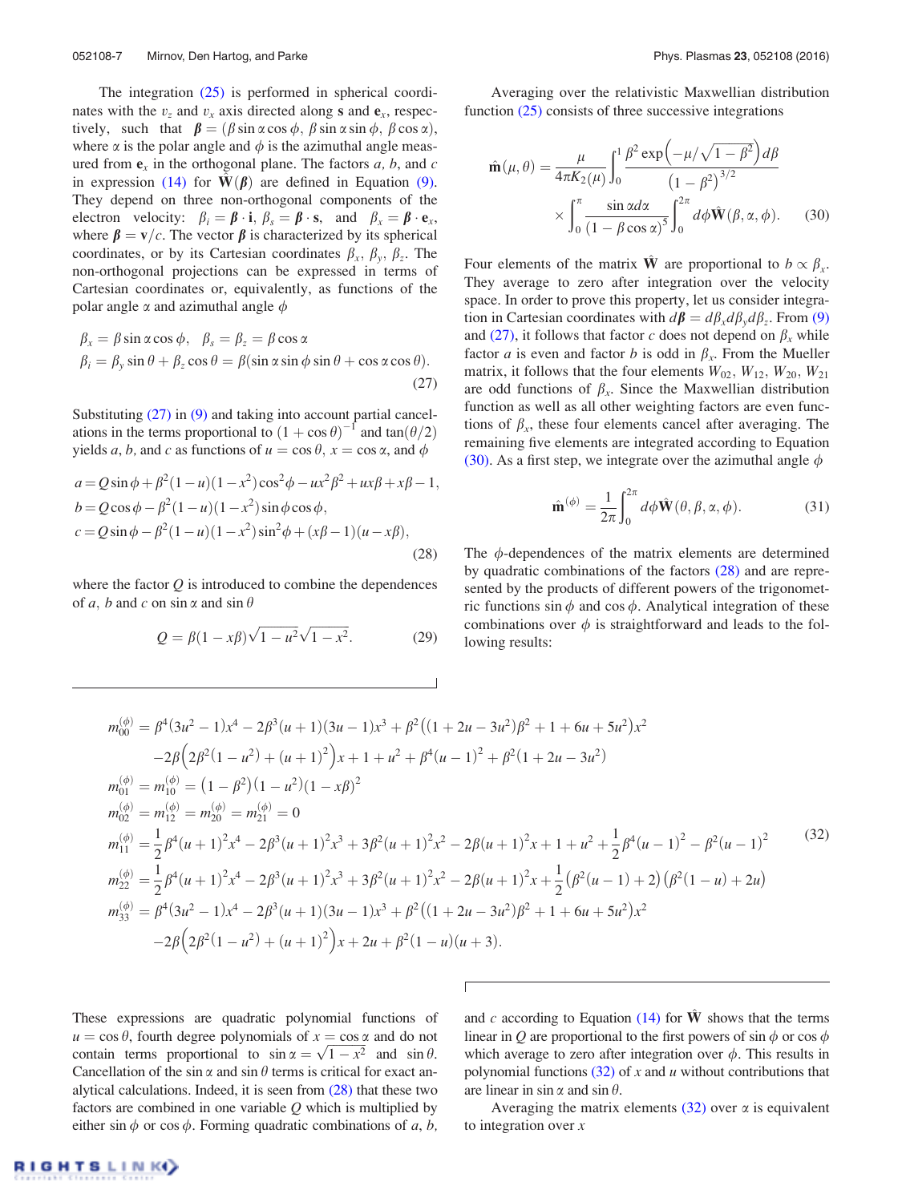The integration (25) is performed in spherical coordinates with the $v_z$ and $v_x$ axis directed along $\mathbf{s}$ and $\mathbf{e}_x$, respectively, such that $\boldsymbol{\beta} = (\beta \sin\alpha \cos\phi,\ \beta \sin\alpha \sin\phi,\ \beta\cos\alpha)$, where $\alpha$ is the polar angle and $\phi$ is the azimuthal angle measured from $\mathbf{e}_x$ in the orthogonal plane. The factors $a$, $b$, and $c$ in expression (14) for $\hat{\mathbf{W}}(\boldsymbol{\beta})$ are defined in Equation (9). They depend on three non-orthogonal components of the electron velocity: $\beta_i = \boldsymbol{\beta}\cdot\mathbf{i}$, $\beta_s = \boldsymbol{\beta}\cdot\mathbf{s}$, and $\beta_x = \boldsymbol{\beta}\cdot\mathbf{e}_x$, where $\boldsymbol{\beta} = \mathbf{v}/c$. The vector $\boldsymbol{\beta}$ is characterized by its spherical coordinates, or by its Cartesian coordinates $\beta_x$, $\beta_y$, $\beta_z$. The non-orthogonal projections can be expressed in terms of Cartesian coordinates or, equivalently, as functions of the polar angle $\alpha$ and azimuthal angle $\phi$

$$
\begin{aligned}
&\beta_x = \beta \sin\alpha\cos\phi, \quad \beta_s = \beta_z = \beta\cos\alpha \\
&\beta_i = \beta_y \sin\theta + \beta_z\cos\theta = \beta(\sin\alpha\sin\phi\sin\theta + \cos\alpha\cos\theta).
\end{aligned}
\tag{27}
$$

Substituting (27) in (9) and taking into account partial cancellations in the terms proportional to $(1+\cos\theta)^{-1}$ and $\tan(\theta/2)$ yields $a$, $b$, and $c$ as functions of $u=\cos\theta$, $x=\cos\alpha$, and $\phi$

$$
\begin{aligned}
a &= Q\sin\phi + \beta^2(1-u)(1-x^2)\cos^2\phi - ux^2\beta^2 + ux\beta + x\beta - 1,\\
b &= Q\cos\phi - \beta^2(1-u)(1-x^2)\sin\phi\cos\phi,\\
c &= Q\sin\phi - \beta^2(1-u)(1-x^2)\sin^2\phi + (x\beta-1)(u-x\beta),
\end{aligned}
\tag{28}
$$

where the factor $Q$ is introduced to combine the dependences of $a$, $b$ and $c$ on $\sin\alpha$ and $\sin\theta$

$$
Q = \beta(1-x\beta)\sqrt{1-u^2}\sqrt{1-x^2}. \tag{29}
$$

Averaging over the relativistic Maxwellian distribution function (25) consists of three successive integrations

$$
\hat{\mathbf{m}}(\mu,\theta) = \frac{\mu}{4\pi K_2(\mu)}\int_0^1 \frac{\beta^2\exp\left(-\mu/\sqrt{1-\beta^2}\right)d\beta}{\left(1-\beta^2\right)^{3/2}} \times \int_0^\pi \frac{\sin\alpha\, d\alpha}{(1-\beta\cos\alpha)^5}\int_0^{2\pi} d\phi\,\hat{\mathbf{W}}(\beta,\alpha,\phi). \tag{30}
$$

Four elements of the matrix $\hat{\mathbf{W}}$ are proportional to $b \propto \beta_x$. They average to zero after integration over the velocity space. In order to prove this property, let us consider integration in Cartesian coordinates with $d\boldsymbol{\beta} = d\beta_x d\beta_y d\beta_z$. From (9) and (27), it follows that factor $c$ does not depend on $\beta_x$ while factor $a$ is even and factor $b$ is odd in $\beta_x$. From the Mueller matrix, it follows that the four elements $W_{02}$, $W_{12}$, $W_{20}$, $W_{21}$ are odd functions of $\beta_x$. Since the Maxwellian distribution function as well as all other weighting factors are even functions of $\beta_x$, these four elements cancel after averaging. The remaining five elements are integrated according to Equation (30). As a first step, we integrate over the azimuthal angle $\phi$

$$
\hat{\mathbf{m}}^{(\phi)} = \frac{1}{2\pi}\int_0^{2\pi} d\phi\,\hat{\mathbf{W}}(\theta,\beta,\alpha,\phi). \tag{31}
$$

The $\phi$-dependences of the matrix elements are determined by quadratic combinations of the factors (28) and are represented by the products of different powers of the trigonometric functions $\sin\phi$ and $\cos\phi$. Analytical integration of these combinations over $\phi$ is straightforward and leads to the following results:

$$
\begin{aligned}
m_{00}^{(\phi)} &= \beta^4(3u^2-1)x^4 - 2\beta^3(u+1)(3u-1)x^3 + \beta^2\left((1+2u-3u^2)\beta^2 + 1 + 6u + 5u^2\right)x^2 \\
&\quad -2\beta\left(2\beta^2(1-u^2) + (u+1)^2\right)x + 1 + u^2 + \beta^4(u-1)^2 + \beta^2(1+2u-3u^2)\\
m_{01}^{(\phi)} &= m_{10}^{(\phi)} = \left(1-\beta^2\right)(1-u^2)(1-x\beta)^2\\
m_{02}^{(\phi)} &= m_{12}^{(\phi)} = m_{20}^{(\phi)} = m_{21}^{(\phi)} = 0\\
m_{11}^{(\phi)} &= \frac{1}{2}\beta^4(u+1)^2x^4 - 2\beta^3(u+1)^2x^3 + 3\beta^2(u+1)^2x^2 - 2\beta(u+1)^2x + 1 + u^2 + \frac{1}{2}\beta^4(u-1)^2 - \beta^2(u-1)^2\\
m_{22}^{(\phi)} &= \frac{1}{2}\beta^4(u+1)^2x^4 - 2\beta^3(u+1)^2x^3 + 3\beta^2(u+1)^2x^2 - 2\beta(u+1)^2x + \frac{1}{2}\left(\beta^2(u-1)+2\right)\left(\beta^2(1-u)+2u\right)\\
m_{33}^{(\phi)} &= \beta^4(3u^2-1)x^4 - 2\beta^3(u+1)(3u-1)x^3 + \beta^2\left((1+2u-3u^2)\beta^2 + 1 + 6u + 5u^2\right)x^2\\
&\quad -2\beta\left(2\beta^2(1-u^2) + (u+1)^2\right)x + 2u + \beta^2(1-u)(u+3).
\end{aligned}
\tag{32}
$$

These expressions are quadratic polynomial functions of $u=\cos\theta$, fourth degree polynomials of $x=\cos\alpha$ and do not contain terms proportional to $\sin\alpha = \sqrt{1-x^2}$ and $\sin\theta$. Cancellation of the $\sin\alpha$ and $\sin\theta$ terms is critical for exact analytical calculations. Indeed, it is seen from (28) that these two factors are combined in one variable $Q$ which is multiplied by either $\sin\phi$ or $\cos\phi$. Forming quadratic combinations of $a$, $b$, and $c$ according to Equation (14) for $\hat{\mathbf{W}}$ shows that the terms linear in $Q$ are proportional to the first powers of $\sin\phi$ or $\cos\phi$ which average to zero after integration over $\phi$. This results in polynomial functions (32) of $x$ and $u$ without contributions that are linear in $\sin\alpha$ and $\sin\theta$.

Averaging the matrix elements (32) over $\alpha$ is equivalent to integration over $x$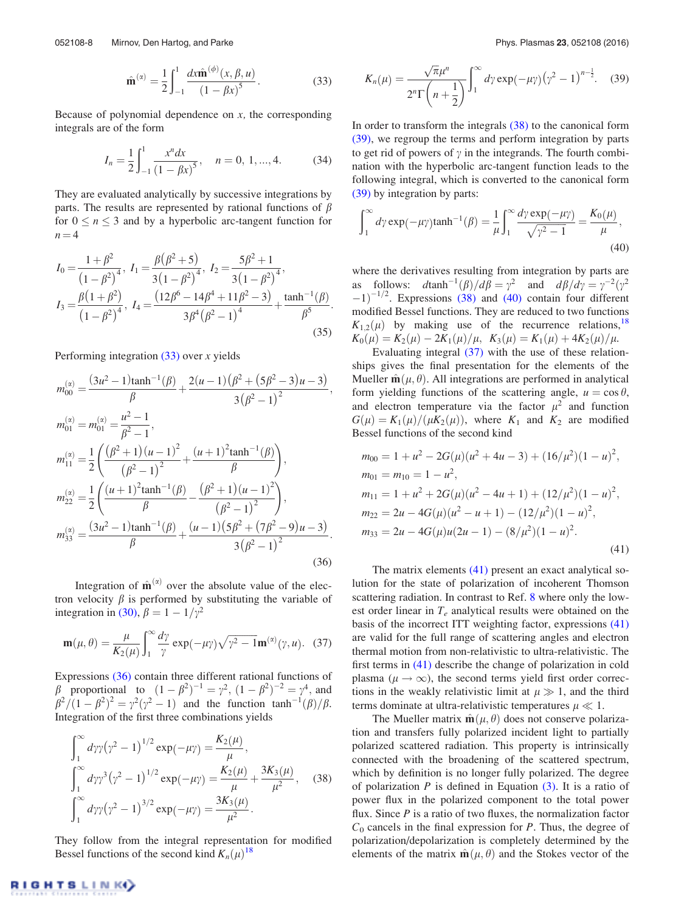$$\hat{\mathbf{m}}^{(\alpha)} = \frac{1}{2}\int_{-1}^{1} \frac{dx\hat{\mathbf{m}}^{(\phi)}(x,\beta,u)}{(1-\beta x)^5}. \tag{33}$$

Because of polynomial dependence on $x$, the corresponding integrals are of the form

$$I_n = \frac{1}{2}\int_{-1}^{1} \frac{x^n dx}{(1-\beta x)^5}, \quad n = 0, 1, ..., 4. \tag{34}$$

They are evaluated analytically by successive integrations by parts. The results are represented by rational functions of $\beta$ for $0 \le n \le 3$ and by a hyperbolic arc-tangent function for $n=4$

$$I_0 = \frac{1+\beta^2}{(1-\beta^2)^4},\ I_1 = \frac{\beta(\beta^2+5)}{3(1-\beta^2)^4},\ I_2 = \frac{5\beta^2+1}{3(1-\beta^2)^4},$$
$$I_3 = \frac{\beta(1+\beta^2)}{(1-\beta^2)^4},\ I_4 = \frac{(12\beta^6 - 14\beta^4 + 11\beta^2 - 3)}{3\beta^4(\beta^2-1)^4} + \frac{\tanh^{-1}(\beta)}{\beta^5}. \tag{35}$$

Performing integration (33) over $x$ yields

$$m_{00}^{(\alpha)} = \frac{(3u^2-1)\tanh^{-1}(\beta)}{\beta} + \frac{2(u-1)(\beta^2 + (5\beta^2-3)u - 3)}{3(\beta^2-1)^2},$$
$$m_{01}^{(\alpha)} = m_{01}^{(\alpha)} = \frac{u^2-1}{\beta^2-1},$$
$$m_{11}^{(\alpha)} = \frac{1}{2}\left(\frac{(\beta^2+1)(u-1)^2}{(\beta^2-1)^2} + \frac{(u+1)^2\tanh^{-1}(\beta)}{\beta}\right),$$
$$m_{22}^{(\alpha)} = \frac{1}{2}\left(\frac{(u+1)^2\tanh^{-1}(\beta)}{\beta} - \frac{(\beta^2+1)(u-1)^2}{(\beta^2-1)^2}\right),$$
$$m_{33}^{(\alpha)} = \frac{(3u^2-1)\tanh^{-1}(\beta)}{\beta} + \frac{(u-1)(5\beta^2 + (7\beta^2-9)u - 3)}{3(\beta^2-1)^2}. \tag{36}$$

Integration of $\hat{\mathbf{m}}^{(\alpha)}$ over the absolute value of the electron velocity $\beta$ is performed by substituting the variable of integration in (30), $\beta = 1 - 1/\gamma^2$

$$\mathbf{m}(\mu,\theta) = \frac{\mu}{K_2(\mu)}\int_1^{\infty} \frac{d\gamma}{\gamma}\exp(-\mu\gamma)\sqrt{\gamma^2-1}\,\mathbf{m}^{(\alpha)}(\gamma,u). \tag{37}$$

Expressions (36) contain three different rational functions of $\beta$ proportional to $(1-\beta^2)^{-1} = \gamma^2$, $(1-\beta^2)^{-2} = \gamma^4$, and $\beta^2/(1-\beta^2)^2 = \gamma^2(\gamma^2-1)$ and the function $\tanh^{-1}(\beta)/\beta$. Integration of the first three combinations yields

$$\int_1^{\infty} d\gamma\gamma(\gamma^2-1)^{1/2}\exp(-\mu\gamma) = \frac{K_2(\mu)}{\mu},$$
$$\int_1^{\infty} d\gamma\gamma^3(\gamma^2-1)^{1/2}\exp(-\mu\gamma) = \frac{K_2(\mu)}{\mu} + \frac{3K_3(\mu)}{\mu^2}, \tag{38}$$
$$\int_1^{\infty} d\gamma\gamma(\gamma^2-1)^{3/2}\exp(-\mu\gamma) = \frac{3K_3(\mu)}{\mu^2}.$$

They follow from the integral representation for modified Bessel functions of the second kind $K_n(\mu)$[18]

$$K_n(\mu) = \frac{\sqrt{\pi}\mu^n}{2^n\Gamma\left(n+\frac{1}{2}\right)}\int_1^{\infty} d\gamma\exp(-\mu\gamma)(\gamma^2-1)^{n-\frac{1}{2}}. \tag{39}$$

In order to transform the integrals (38) to the canonical form (39), we regroup the terms and perform integration by parts to get rid of powers of $\gamma$ in the integrands. The fourth combination with the hyperbolic arc-tangent function leads to the following integral, which is converted to the canonical form (39) by integration by parts:

$$\int_1^{\infty} d\gamma\exp(-\mu\gamma)\tanh^{-1}(\beta) = \frac{1}{\mu}\int_1^{\infty}\frac{d\gamma\exp(-\mu\gamma)}{\sqrt{\gamma^2-1}} = \frac{K_0(\mu)}{\mu}, \tag{40}$$

where the derivatives resulting from integration by parts are as follows: $d\tanh^{-1}(\beta)/d\beta = \gamma^2$ and $d\beta/d\gamma = \gamma^{-2}(\gamma^2-1)^{-1/2}$. Expressions (38) and (40) contain four different modified Bessel functions. They are reduced to two functions $K_{1,2}(\mu)$ by making use of the recurrence relations,[18] $K_0(\mu) = K_2(\mu) - 2K_1(\mu)/\mu$, $K_3(\mu) = K_1(\mu) + 4K_2(\mu)/\mu$.

Evaluating integral (37) with the use of these relationships gives the final presentation for the elements of the Mueller $\hat{\mathbf{m}}(\mu,\theta)$. All integrations are performed in analytical form yielding functions of the scattering angle, $u = \cos\theta$, and electron temperature via the factor $\mu^2$ and function $G(\mu) = K_1(\mu)/(\mu K_2(\mu))$, where $K_1$ and $K_2$ are modified Bessel functions of the second kind

$$m_{00} = 1 + u^2 - 2G(\mu)(u^2 + 4u - 3) + (16/\mu^2)(1-u)^2,$$
$$m_{01} = m_{10} = 1 - u^2,$$
$$m_{11} = 1 + u^2 + 2G(\mu)(u^2 - 4u + 1) + (12/\mu^2)(1-u)^2,$$
$$m_{22} = 2u - 4G(\mu)(u^2 - u + 1) - (12/\mu^2)(1-u)^2,$$
$$m_{33} = 2u - 4G(\mu)u(2u-1) - (8/\mu^2)(1-u)^2. \tag{41}$$

The matrix elements (41) present an exact analytical solution for the state of polarization of incoherent Thomson scattering radiation. In contrast to Ref. 8 where only the lowest order linear in $T_e$ analytical results were obtained on the basis of the incorrect ITT weighting factor, expressions (41) are valid for the full range of scattering angles and electron thermal motion from non-relativistic to ultra-relativistic. The first terms in (41) describe the change of polarization in cold plasma ($\mu \to \infty$), the second terms yield first order corrections in the weakly relativistic limit at $\mu \gg 1$, and the third terms dominate at ultra-relativistic temperatures $\mu \ll 1$.

The Mueller matrix $\hat{\mathbf{m}}(\mu,\theta)$ does not conserve polarization and transfers fully polarized incident light to partially polarized scattered radiation. This property is intrinsically connected with the broadening of the scattered spectrum, which by definition is no longer fully polarized. The degree of polarization $P$ is defined in Equation (3). It is a ratio of power flux in the polarized component to the total power flux. Since $P$ is a ratio of two fluxes, the normalization factor $C_0$ cancels in the final expression for $P$. Thus, the degree of polarization/depolarization is completely determined by the elements of the matrix $\hat{\mathbf{m}}(\mu,\theta)$ and the Stokes vector of the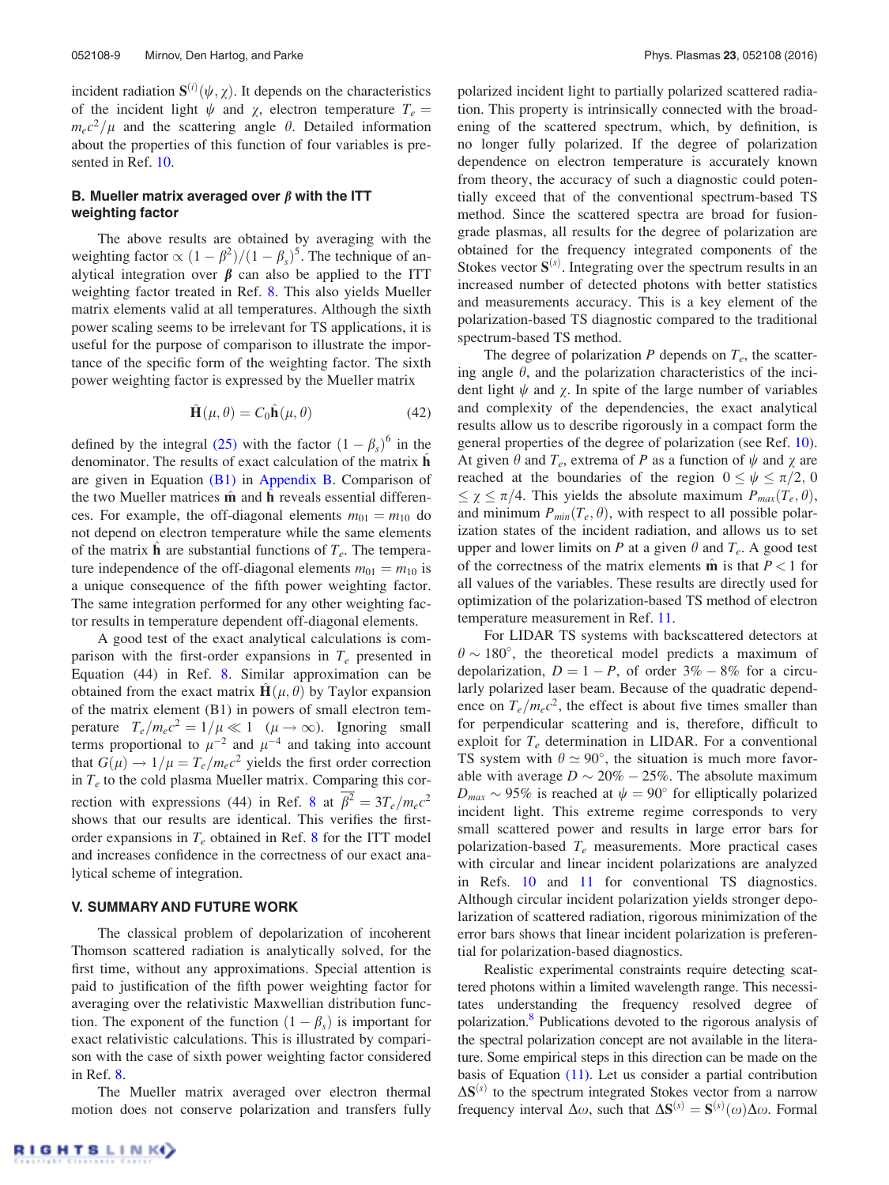incident radiation $\mathbf{S}^{(i)}(\psi,\chi)$. It depends on the characteristics of the incident light $\psi$ and $\chi$, electron temperature $T_e = m_e c^2/\mu$ and the scattering angle $\theta$. Detailed information about the properties of this function of four variables is presented in Ref. 10.

### B. Mueller matrix averaged over $\beta$ with the ITT weighting factor

The above results are obtained by averaging with the weighting factor $\propto (1-\beta^2)/(1-\beta_s)^5$. The technique of analytical integration over $\boldsymbol{\beta}$ can also be applied to the ITT weighting factor treated in Ref. 8. This also yields Mueller matrix elements valid at all temperatures. Although the sixth power scaling seems to be irrelevant for TS applications, it is useful for the purpose of comparison to illustrate the importance of the specific form of the weighting factor. The sixth power weighting factor is expressed by the Mueller matrix

$$\hat{\mathbf{H}}(\mu,\theta) = C_0 \hat{\mathbf{h}}(\mu,\theta) \tag{42}$$

defined by the integral (25) with the factor $(1-\beta_s)^6$ in the denominator. The results of exact calculation of the matrix $\hat{\mathbf{h}}$ are given in Equation (B1) in Appendix B. Comparison of the two Mueller matrices $\hat{\mathbf{m}}$ and $\hat{\mathbf{h}}$ reveals essential differences. For example, the off-diagonal elements $m_{01} = m_{10}$ do not depend on electron temperature while the same elements of the matrix $\hat{\mathbf{h}}$ are substantial functions of $T_e$. The temperature independence of the off-diagonal elements $m_{01} = m_{10}$ is a unique consequence of the fifth power weighting factor. The same integration performed for any other weighting factor results in temperature dependent off-diagonal elements.

A good test of the exact analytical calculations is comparison with the first-order expansions in $T_e$ presented in Equation (44) in Ref. 8. Similar approximation can be obtained from the exact matrix $\hat{\mathbf{H}}(\mu,\theta)$ by Taylor expansion of the matrix element (B1) in powers of small electron temperature $T_e/m_e c^2 = 1/\mu \ll 1$ $(\mu \to \infty)$. Ignoring small terms proportional to $\mu^{-2}$ and $\mu^{-4}$ and taking into account that $G(\mu) \to 1/\mu = T_e/m_e c^2$ yields the first order correction in $T_e$ to the cold plasma Mueller matrix. Comparing this correction with expressions (44) in Ref. 8 at $\overline{\beta^2} = 3T_e/m_e c^2$ shows that our results are identical. This verifies the first-order expansions in $T_e$ obtained in Ref. 8 for the ITT model and increases confidence in the correctness of our exact analytical scheme of integration.

## V. SUMMARY AND FUTURE WORK

The classical problem of depolarization of incoherent Thomson scattered radiation is analytically solved, for the first time, without any approximations. Special attention is paid to justification of the fifth power weighting factor for averaging over the relativistic Maxwellian distribution function. The exponent of the function $(1-\beta_s)$ is important for exact relativistic calculations. This is illustrated by comparison with the case of sixth power weighting factor considered in Ref. 8.

The Mueller matrix averaged over electron thermal motion does not conserve polarization and transfers fully polarized incident light to partially polarized scattered radiation. This property is intrinsically connected with the broadening of the scattered spectrum, which, by definition, is no longer fully polarized. If the degree of polarization dependence on electron temperature is accurately known from theory, the accuracy of such a diagnostic could potentially exceed that of the conventional spectrum-based TS method. Since the scattered spectra are broad for fusion-grade plasmas, all results for the degree of polarization are obtained for the frequency integrated components of the Stokes vector $\mathbf{S}^{(s)}$. Integrating over the spectrum results in an increased number of detected photons with better statistics and measurements accuracy. This is a key element of the polarization-based TS diagnostic compared to the traditional spectrum-based TS method.

The degree of polarization $P$ depends on $T_e$, the scattering angle $\theta$, and the polarization characteristics of the incident light $\psi$ and $\chi$. In spite of the large number of variables and complexity of the dependencies, the exact analytical results allow us to describe rigorously in a compact form the general properties of the degree of polarization (see Ref. 10). At given $\theta$ and $T_e$, extrema of $P$ as a function of $\psi$ and $\chi$ are reached at the boundaries of the region $0 \le \psi \le \pi/2$, $0 \le \chi \le \pi/4$. This yields the absolute maximum $P_{max}(T_e,\theta)$, and minimum $P_{min}(T_e,\theta)$, with respect to all possible polarization states of the incident radiation, and allows us to set upper and lower limits on $P$ at a given $\theta$ and $T_e$. A good test of the correctness of the matrix elements $\hat{\mathbf{m}}$ is that $P < 1$ for all values of the variables. These results are directly used for optimization of the polarization-based TS method of electron temperature measurement in Ref. 11.

For LIDAR TS systems with backscattered detectors at $\theta \sim 180^\circ$, the theoretical model predicts a maximum of depolarization, $D = 1 - P$, of order $3\% - 8\%$ for a circularly polarized laser beam. Because of the quadratic dependence on $T_e/m_e c^2$, the effect is about five times smaller than for perpendicular scattering and is, therefore, difficult to exploit for $T_e$ determination in LIDAR. For a conventional TS system with $\theta \simeq 90^\circ$, the situation is much more favorable with average $D \sim 20\% - 25\%$. The absolute maximum $D_{max} \sim 95\%$ is reached at $\psi = 90^\circ$ for elliptically polarized incident light. This extreme regime corresponds to very small scattered power and results in large error bars for polarization-based $T_e$ measurements. More practical cases with circular and linear incident polarizations are analyzed in Refs. 10 and 11 for conventional TS diagnostics. Although circular incident polarization yields stronger depolarization of scattered radiation, rigorous minimization of the error bars shows that linear incident polarization is preferential for polarization-based diagnostics.

Realistic experimental constraints require detecting scattered photons within a limited wavelength range. This necessitates understanding the frequency resolved degree of polarization.[8] Publications devoted to the rigorous analysis of the spectral polarization concept are not available in the literature. Some empirical steps in this direction can be made on the basis of Equation (11). Let us consider a partial contribution $\Delta\mathbf{S}^{(s)}$ to the spectrum integrated Stokes vector from a narrow frequency interval $\Delta\omega$, such that $\Delta\mathbf{S}^{(s)} = \mathbf{S}^{(s)}(\omega)\Delta\omega$. Formal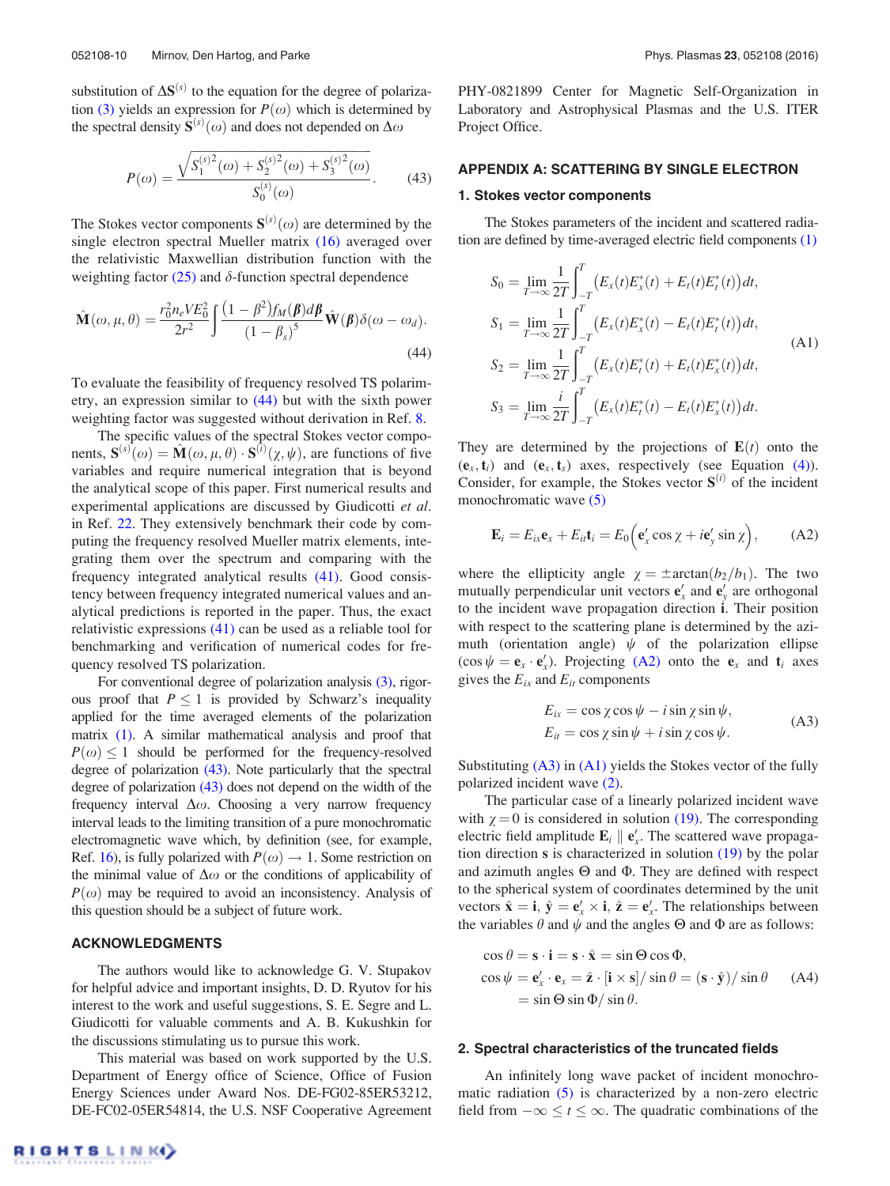substitution of $\Delta\mathbf{S}^{(s)}$ to the equation for the degree of polarization (3) yields an expression for $P(\omega)$ which is determined by the spectral density $\mathbf{S}^{(s)}(\omega)$ and does not depended on $\Delta\omega$

$$P(\omega) = \frac{\sqrt{S_1^{(s)2}(\omega) + S_2^{(s)2}(\omega) + S_3^{(s)2}(\omega)}}{S_0^{(s)}(\omega)}. \tag{43}$$

The Stokes vector components $\mathbf{S}^{(s)}(\omega)$ are determined by the single electron spectral Mueller matrix (16) averaged over the relativistic Maxwellian distribution function with the weighting factor (25) and $\delta$-function spectral dependence

$$\hat{\mathbf{M}}(\omega, \mu, \theta) = \frac{r_0^2 n_e V E_0^2}{2r^2} \int \frac{(1-\beta^2) f_M(\boldsymbol{\beta}) d\boldsymbol{\beta}}{(1-\beta_s)^5} \hat{\mathbf{W}}(\boldsymbol{\beta}) \delta(\omega - \omega_d). \tag{44}$$

To evaluate the feasibility of frequency resolved TS polarimetry, an expression similar to (44) but with the sixth power weighting factor was suggested without derivation in Ref. 8.

The specific values of the spectral Stokes vector components, $\mathbf{S}^{(s)}(\omega) = \hat{\mathbf{M}}(\omega, \mu, \theta) \cdot \mathbf{S}^{(i)}(\chi, \psi)$, are functions of five variables and require numerical integration that is beyond the analytical scope of this paper. First numerical results and experimental applications are discussed by Giudicotti *et al.* in Ref. 22. They extensively benchmark their code by computing the frequency resolved Mueller matrix elements, integrating them over the spectrum and comparing with the frequency integrated analytical results (41). Good consistency between frequency integrated numerical values and analytical predictions is reported in the paper. Thus, the exact relativistic expressions (41) can be used as a reliable tool for benchmarking and verification of numerical codes for frequency resolved TS polarization.

For conventional degree of polarization analysis (3), rigorous proof that $P \leq 1$ is provided by Schwarz's inequality applied for the time averaged elements of the polarization matrix (1). A similar mathematical analysis and proof that $P(\omega) \leq 1$ should be performed for the frequency-resolved degree of polarization (43). Note particularly that the spectral degree of polarization (43) does not depend on the width of the frequency interval $\Delta\omega$. Choosing a very narrow frequency interval leads to the limiting transition of a pure monochromatic electromagnetic wave which, by definition (see, for example, Ref. 16), is fully polarized with $P(\omega) \to 1$. Some restriction on the minimal value of $\Delta\omega$ or the conditions of applicability of $P(\omega)$ may be required to avoid an inconsistency. Analysis of this question should be a subject of future work.

## ACKNOWLEDGMENTS

The authors would like to acknowledge G. V. Stupakov for helpful advice and important insights, D. D. Ryutov for his interest to the work and useful suggestions, S. E. Segre and L. Giudicotti for valuable comments and A. B. Kukushkin for the discussions stimulating us to pursue this work.

This material was based on work supported by the U.S. Department of Energy office of Science, Office of Fusion Energy Sciences under Award Nos. DE-FG02-85ER53212, DE-FC02-05ER54814, the U.S. NSF Cooperative Agreement PHY-0821899 Center for Magnetic Self-Organization in Laboratory and Astrophysical Plasmas and the U.S. ITER Project Office.

## APPENDIX A: SCATTERING BY SINGLE ELECTRON

### 1. Stokes vector components

The Stokes parameters of the incident and scattered radiation are defined by time-averaged electric field components (1)

$$\begin{aligned}
S_0 &= \lim_{T\to\infty} \frac{1}{2T} \int_{-T}^{T} \left(E_x(t)E_x^*(t) + E_t(t)E_t^*(t)\right) dt, \\
S_1 &= \lim_{T\to\infty} \frac{1}{2T} \int_{-T}^{T} \left(E_x(t)E_x^*(t) - E_t(t)E_t^*(t)\right) dt, \\
S_2 &= \lim_{T\to\infty} \frac{1}{2T} \int_{-T}^{T} \left(E_x(t)E_t^*(t) + E_t(t)E_x^*(t)\right) dt, \\
S_3 &= \lim_{T\to\infty} \frac{i}{2T} \int_{-T}^{T} \left(E_x(t)E_t^*(t) - E_t(t)E_x^*(t)\right) dt.
\end{aligned} \tag{A1}$$

They are determined by the projections of $\mathbf{E}(t)$ onto the $(\mathbf{e}_x, \mathbf{t}_i)$ and $(\mathbf{e}_x, \mathbf{t}_s)$ axes, respectively (see Equation (4)). Consider, for example, the Stokes vector $\mathbf{S}^{(i)}$ of the incident monochromatic wave (5)

$$\mathbf{E}_i = E_{ix}\mathbf{e}_x + E_{it}\mathbf{t}_i = E_0\left(\mathbf{e}'_x \cos\chi + i\mathbf{e}'_y \sin\chi\right), \tag{A2}$$

where the ellipticity angle $\chi = \pm\arctan(b_2/b_1)$. The two mutually perpendicular unit vectors $\mathbf{e}'_x$ and $\mathbf{e}'_y$ are orthogonal to the incident wave propagation direction $\mathbf{i}$. Their position with respect to the scattering plane is determined by the azimuth (orientation angle) $\psi$ of the polarization ellipse ($\cos\psi = \mathbf{e}_x \cdot \mathbf{e}'_x$). Projecting (A2) onto the $\mathbf{e}_x$ and $\mathbf{t}_i$ axes gives the $E_{ix}$ and $E_{it}$ components

$$\begin{aligned}
E_{ix} &= \cos\chi\cos\psi - i\sin\chi\sin\psi, \\
E_{it} &= \cos\chi\sin\psi + i\sin\chi\cos\psi.
\end{aligned} \tag{A3}$$

Substituting (A3) in (A1) yields the Stokes vector of the fully polarized incident wave (2).

The particular case of a linearly polarized incident wave with $\chi = 0$ is considered in solution (19). The corresponding electric field amplitude $\mathbf{E}_i \parallel \mathbf{e}'_x$. The scattered wave propagation direction $\mathbf{s}$ is characterized in solution (19) by the polar and azimuth angles $\Theta$ and $\Phi$. They are defined with respect to the spherical system of coordinates determined by the unit vectors $\hat{\mathbf{x}} = \mathbf{i}$, $\hat{\mathbf{y}} = \mathbf{e}'_x \times \mathbf{i}$, $\hat{\mathbf{z}} = \mathbf{e}'_x$. The relationships between the variables $\theta$ and $\psi$ and the angles $\Theta$ and $\Phi$ are as follows:

$$\begin{aligned}
\cos\theta &= \mathbf{s}\cdot\mathbf{i} = \mathbf{s}\cdot\hat{\mathbf{x}} = \sin\Theta\cos\Phi, \\
\cos\psi &= \mathbf{e}'_x\cdot\mathbf{e}_x = \hat{\mathbf{z}}\cdot[\mathbf{i}\times\mathbf{s}]/\sin\theta = (\mathbf{s}\cdot\hat{\mathbf{y}})/\sin\theta \\
&= \sin\Theta\sin\Phi/\sin\theta.
\end{aligned} \tag{A4}$$

### 2. Spectral characteristics of the truncated fields

An infinitely long wave packet of incident monochromatic radiation (5) is characterized by a non-zero electric field from $-\infty \leq t \leq \infty$. The quadratic combinations of the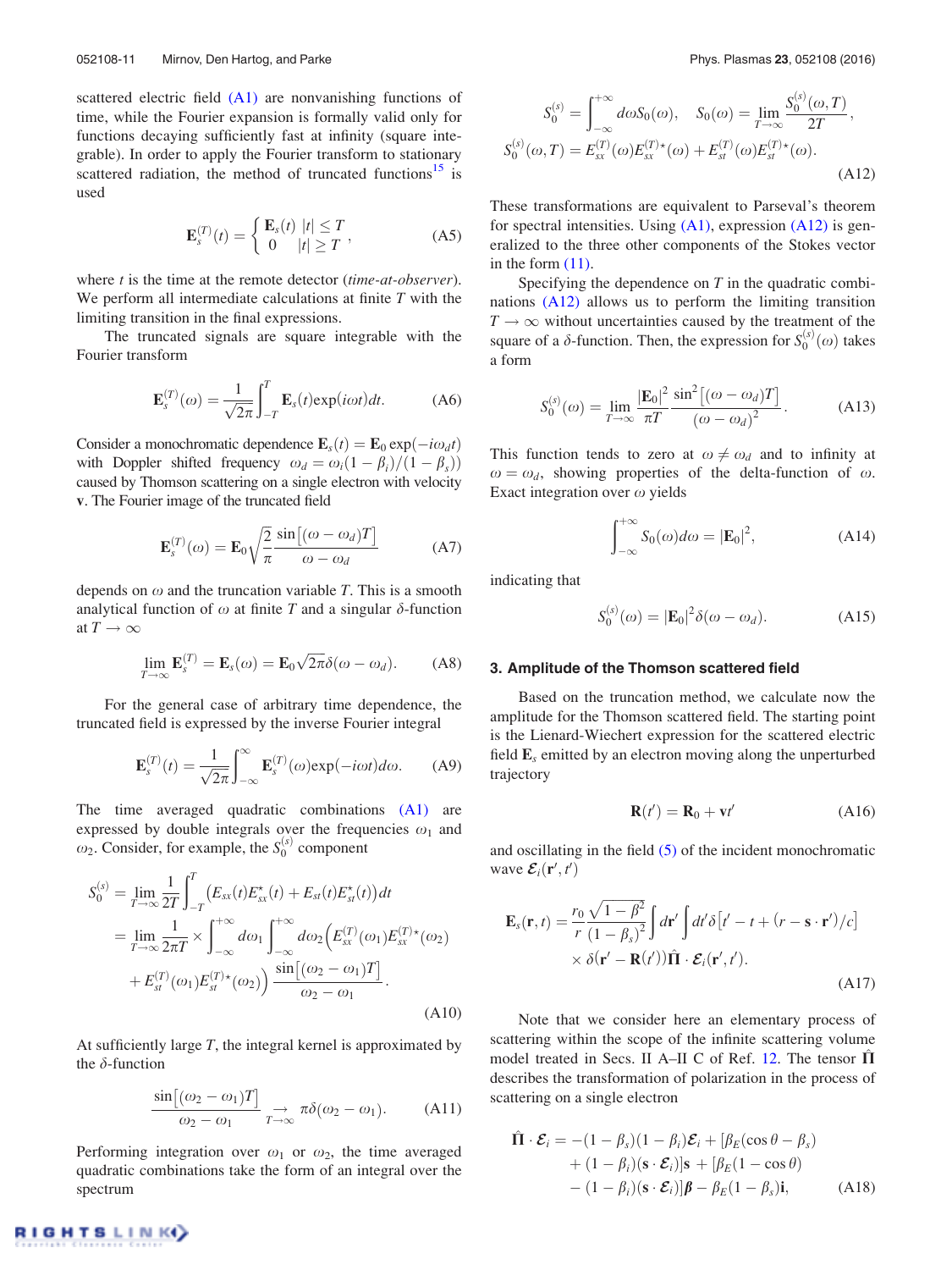scattered electric field (A1) are nonvanishing functions of time, while the Fourier expansion is formally valid only for functions decaying sufficiently fast at infinity (square integrable). In order to apply the Fourier transform to stationary scattered radiation, the method of truncated functions[15] is used

$$\mathbf{E}_s^{(T)}(t) = \begin{cases} \mathbf{E}_s(t) & |t| \le T \\ 0 & |t| \ge T \end{cases}, \tag{A5}$$

where $t$ is the time at the remote detector (*time-at-observer*). We perform all intermediate calculations at finite $T$ with the limiting transition in the final expressions.

The truncated signals are square integrable with the Fourier transform

$$\mathbf{E}_s^{(T)}(\omega) = \frac{1}{\sqrt{2\pi}} \int_{-T}^{T} \mathbf{E}_s(t) \exp(i\omega t) dt. \tag{A6}$$

Consider a monochromatic dependence $\mathbf{E}_s(t) = \mathbf{E}_0 \exp(-i\omega_d t)$ with Doppler shifted frequency $\omega_d = \omega_i(1-\beta_i)/(1-\beta_s))$ caused by Thomson scattering on a single electron with velocity $\mathbf{v}$. The Fourier image of the truncated field

$$\mathbf{E}_s^{(T)}(\omega) = \mathbf{E}_0 \sqrt{\frac{2}{\pi}} \frac{\sin\left[(\omega-\omega_d)T\right]}{\omega - \omega_d} \tag{A7}$$

depends on $\omega$ and the truncation variable $T$. This is a smooth analytical function of $\omega$ at finite $T$ and a singular $\delta$-function at $T \to \infty$

$$\lim_{T\to\infty} \mathbf{E}_s^{(T)} = \mathbf{E}_s(\omega) = \mathbf{E}_0 \sqrt{2\pi}\delta(\omega - \omega_d). \tag{A8}$$

For the general case of arbitrary time dependence, the truncated field is expressed by the inverse Fourier integral

$$\mathbf{E}_s^{(T)}(t) = \frac{1}{\sqrt{2\pi}} \int_{-\infty}^{\infty} \mathbf{E}_s^{(T)}(\omega) \exp(-i\omega t) d\omega. \tag{A9}$$

The time averaged quadratic combinations (A1) are expressed by double integrals over the frequencies $\omega_1$ and $\omega_2$. Consider, for example, the $S_0^{(s)}$ component

$$\begin{aligned} S_0^{(s)} &= \lim_{T\to\infty} \frac{1}{2T} \int_{-T}^{T} \left(E_{sx}(t)E_{sx}^{\star}(t) + E_{st}(t)E_{st}^{\star}(t)\right) dt \\ &= \lim_{T\to\infty} \frac{1}{2\pi T} \times \int_{-\infty}^{+\infty} d\omega_1 \int_{-\infty}^{+\infty} d\omega_2 \Big(E_{sx}^{(T)}(\omega_1)E_{sx}^{(T)\star}(\omega_2) \\ &\quad + E_{st}^{(T)}(\omega_1)E_{st}^{(T)\star}(\omega_2)\Big) \frac{\sin\left[(\omega_2-\omega_1)T\right]}{\omega_2 - \omega_1}. \end{aligned} \tag{A10}$$

At sufficiently large $T$, the integral kernel is approximated by the $\delta$-function

$$\frac{\sin\left[(\omega_2-\omega_1)T\right]}{\omega_2-\omega_1} \underset{T\to\infty}{\to} \pi\delta(\omega_2 - \omega_1). \tag{A11}$$

Performing integration over $\omega_1$ or $\omega_2$, the time averaged quadratic combinations take the form of an integral over the spectrum

$$\begin{aligned} S_0^{(s)} &= \int_{-\infty}^{+\infty} d\omega S_0(\omega), \quad S_0(\omega) = \lim_{T\to\infty} \frac{S_0^{(s)}(\omega, T)}{2T}, \\ S_0^{(s)}(\omega, T) &= E_{sx}^{(T)}(\omega)E_{sx}^{(T)\star}(\omega) + E_{st}^{(T)}(\omega)E_{st}^{(T)\star}(\omega). \end{aligned} \tag{A12}$$

These transformations are equivalent to Parseval's theorem for spectral intensities. Using (A1), expression (A12) is generalized to the three other components of the Stokes vector in the form (11).

Specifying the dependence on $T$ in the quadratic combinations (A12) allows us to perform the limiting transition $T \to \infty$ without uncertainties caused by the treatment of the square of a $\delta$-function. Then, the expression for $S_0^{(s)}(\omega)$ takes a form

$$S_0^{(s)}(\omega) = \lim_{T\to\infty} \frac{|\mathbf{E}_0|^2}{\pi T} \frac{\sin^2\left[(\omega-\omega_d)T\right]}{(\omega-\omega_d)^2}. \tag{A13}$$

This function tends to zero at $\omega \neq \omega_d$ and to infinity at $\omega = \omega_d$, showing properties of the delta-function of $\omega$. Exact integration over $\omega$ yields

$$\int_{-\infty}^{+\infty} S_0(\omega) d\omega = |\mathbf{E}_0|^2, \tag{A14}$$

indicating that

$$S_0^{(s)}(\omega) = |\mathbf{E}_0|^2 \delta(\omega - \omega_d). \tag{A15}$$

### 3. Amplitude of the Thomson scattered field

Based on the truncation method, we calculate now the amplitude for the Thomson scattered field. The starting point is the Lienard-Wiechert expression for the scattered electric field $\mathbf{E}_s$ emitted by an electron moving along the unperturbed trajectory

$$\mathbf{R}(t') = \mathbf{R}_0 + \mathbf{v}t' \tag{A16}$$

and oscillating in the field (5) of the incident monochromatic wave $\boldsymbol{\mathcal{E}}_i(\mathbf{r}', t')$

$$\begin{aligned} \mathbf{E}_s(\mathbf{r}, t) = \frac{r_0}{r} \frac{\sqrt{1-\beta^2}}{(1-\beta_s)^2} \int d\mathbf{r}' \int dt' \delta\left[t' - t + (r - \mathbf{s}\cdot\mathbf{r}')/c\right] \\ \times \delta(\mathbf{r}' - \mathbf{R}(t')) \hat{\mathbf{\Pi}} \cdot \boldsymbol{\mathcal{E}}_i(\mathbf{r}', t'). \end{aligned} \tag{A17}$$

Note that we consider here an elementary process of scattering within the scope of the infinite scattering volume model treated in Secs. II A–II C of Ref. 12. The tensor $\hat{\mathbf{\Pi}}$ describes the transformation of polarization in the process of scattering on a single electron

$$\begin{aligned} \hat{\mathbf{\Pi}} \cdot \boldsymbol{\mathcal{E}}_i = &-(1-\beta_s)(1-\beta_i)\boldsymbol{\mathcal{E}}_i + [\beta_E(\cos\theta - \beta_s) \\ &+ (1-\beta_i)(\mathbf{s}\cdot\boldsymbol{\mathcal{E}}_i)]\mathbf{s} + [\beta_E(1-\cos\theta) \\ &- (1-\beta_i)(\mathbf{s}\cdot\boldsymbol{\mathcal{E}}_i)]\boldsymbol{\beta} - \beta_E(1-\beta_s)\mathbf{i}, \end{aligned} \tag{A18}$$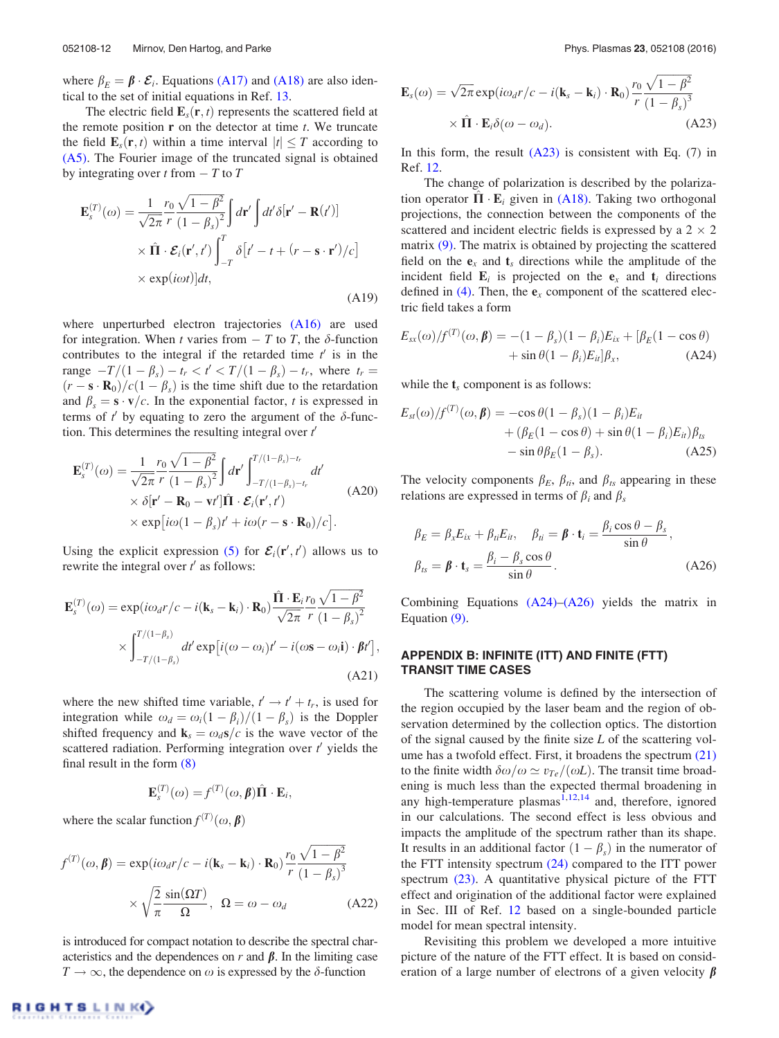where $\beta_E = \boldsymbol{\beta} \cdot \boldsymbol{\mathcal{E}}_i$. Equations (A17) and (A18) are also identical to the set of initial equations in Ref. 13.

The electric field $\mathbf{E}_s(\mathbf{r}, t)$ represents the scattered field at the remote position $\mathbf{r}$ on the detector at time $t$. We truncate the field $\mathbf{E}_s(\mathbf{r}, t)$ within a time interval $|t| \le T$ according to (A5). The Fourier image of the truncated signal is obtained by integrating over $t$ from $-T$ to $T$

$$\mathbf{E}_s^{(T)}(\omega) = \frac{1}{\sqrt{2\pi}} \frac{r_0}{r} \frac{\sqrt{1-\beta^2}}{(1-\beta_s)^2} \int d\mathbf{r}' \int dt' \delta[\mathbf{r}' - \mathbf{R}(t')] \times \hat{\boldsymbol{\Pi}} \cdot \boldsymbol{\mathcal{E}}_i(\mathbf{r}', t') \int_{-T}^{T} \delta\left[t' - t + (r - \mathbf{s} \cdot \mathbf{r}')/c\right] \times \exp(i\omega t) dt, \tag{A19}$$

where unperturbed electron trajectories (A16) are used for integration. When $t$ varies from $-T$ to $T$, the $\delta$-function contributes to the integral if the retarded time $t'$ is in the range $-T/(1-\beta_s) - t_r < t' < T/(1-\beta_s) - t_r$, where $t_r = (r - \mathbf{s} \cdot \mathbf{R}_0)/c(1-\beta_s)$ is the time shift due to the retardation and $\beta_s = \mathbf{s} \cdot \mathbf{v}/c$. In the exponential factor, $t$ is expressed in terms of $t'$ by equating to zero the argument of the $\delta$-function. This determines the resulting integral over $t'$

$$\mathbf{E}_s^{(T)}(\omega) = \frac{1}{\sqrt{2\pi}} \frac{r_0}{r} \frac{\sqrt{1-\beta^2}}{(1-\beta_s)^2} \int d\mathbf{r}' \int_{-T/(1-\beta_s)-t_r}^{T/(1-\beta_s)-t_r} dt' \times \delta[\mathbf{r}' - \mathbf{R}_0 - \mathbf{v}t'] \hat{\boldsymbol{\Pi}} \cdot \boldsymbol{\mathcal{E}}_i(\mathbf{r}', t') \times \exp\left[i\omega(1-\beta_s)t' + i\omega(r - \mathbf{s} \cdot \mathbf{R}_0)/c\right]. \tag{A20}$$

Using the explicit expression (5) for $\boldsymbol{\mathcal{E}}_i(\mathbf{r}', t')$ allows us to rewrite the integral over $t'$ as follows:

$$\mathbf{E}_s^{(T)}(\omega) = \exp(i\omega_d r/c - i(\mathbf{k}_s - \mathbf{k}_i) \cdot \mathbf{R}_0) \frac{\hat{\boldsymbol{\Pi}} \cdot \mathbf{E}_i}{\sqrt{2\pi}} \frac{r_0}{r} \frac{\sqrt{1-\beta^2}}{(1-\beta_s)^2} \times \int_{-T/(1-\beta_s)}^{T/(1-\beta_s)} dt' \exp\left[i(\omega - \omega_i)t' - i(\omega \mathbf{s} - \omega_i \mathbf{i}) \cdot \boldsymbol{\beta} t'\right], \tag{A21}$$

where the new shifted time variable, $t' \to t' + t_r$, is used for integration while $\omega_d = \omega_i(1-\beta_i)/(1-\beta_s)$ is the Doppler shifted frequency and $\mathbf{k}_s = \omega_d \mathbf{s}/c$ is the wave vector of the scattered radiation. Performing integration over $t'$ yields the final result in the form (8)

$$\mathbf{E}_s^{(T)}(\omega) = f^{(T)}(\omega, \boldsymbol{\beta}) \hat{\boldsymbol{\Pi}} \cdot \mathbf{E}_i,$$

where the scalar function $f^{(T)}(\omega, \boldsymbol{\beta})$

$$f^{(T)}(\omega, \boldsymbol{\beta}) = \exp(i\omega_d r/c - i(\mathbf{k}_s - \mathbf{k}_i) \cdot \mathbf{R}_0) \frac{r_0}{r} \frac{\sqrt{1-\beta^2}}{(1-\beta_s)^3} \times \sqrt{\frac{2}{\pi}} \frac{\sin(\Omega T)}{\Omega}, \quad \Omega = \omega - \omega_d \tag{A22}$$

is introduced for compact notation to describe the spectral characteristics and the dependences on $r$ and $\boldsymbol{\beta}$. In the limiting case $T \to \infty$, the dependence on $\omega$ is expressed by the $\delta$-function

$$\mathbf{E}_s(\omega) = \sqrt{2\pi} \exp(i\omega_d r/c - i(\mathbf{k}_s - \mathbf{k}_i) \cdot \mathbf{R}_0) \frac{r_0}{r} \frac{\sqrt{1-\beta^2}}{(1-\beta_s)^3} \times \hat{\boldsymbol{\Pi}} \cdot \mathbf{E}_i \delta(\omega - \omega_d). \tag{A23}$$

In this form, the result (A23) is consistent with Eq. (7) in Ref. 12.

The change of polarization is described by the polarization operator $\hat{\boldsymbol{\Pi}} \cdot \mathbf{E}_i$ given in (A18). Taking two orthogonal projections, the connection between the components of the scattered and incident electric fields is expressed by a $2 \times 2$ matrix (9). The matrix is obtained by projecting the scattered field on the $\mathbf{e}_x$ and $\mathbf{t}_s$ directions while the amplitude of the incident field $\mathbf{E}_i$ is projected on the $\mathbf{e}_x$ and $\mathbf{t}_i$ directions defined in (4). Then, the $\mathbf{e}_x$ component of the scattered electric field takes a form

$$E_{sx}(\omega)/f^{(T)}(\omega, \boldsymbol{\beta}) = -(1-\beta_s)(1-\beta_i)E_{ix} + [\beta_E(1-\cos\theta) + \sin\theta(1-\beta_i)E_{it}]\beta_x, \tag{A24}$$

while the $\mathbf{t}_s$ component is as follows:

$$E_{st}(\omega)/f^{(T)}(\omega, \boldsymbol{\beta}) = -\cos\theta(1-\beta_s)(1-\beta_i)E_{it} + (\beta_E(1-\cos\theta) + \sin\theta(1-\beta_i)E_{it})\beta_{ts} - \sin\theta\beta_E(1-\beta_s). \tag{A25}$$

The velocity components $\beta_E$, $\beta_{ti}$, and $\beta_{ts}$ appearing in these relations are expressed in terms of $\beta_i$ and $\beta_s$

$$\beta_E = \beta_x E_{ix} + \beta_{ti} E_{it}, \quad \beta_{ti} = \boldsymbol{\beta} \cdot \mathbf{t}_i = \frac{\beta_i \cos\theta - \beta_s}{\sin\theta}, \quad \beta_{ts} = \boldsymbol{\beta} \cdot \mathbf{t}_s = \frac{\beta_i - \beta_s \cos\theta}{\sin\theta}. \tag{A26}$$

Combining Equations (A24)–(A26) yields the matrix in Equation (9).

## APPENDIX B: INFINITE (ITT) AND FINITE (FTT) TRANSIT TIME CASES

The scattering volume is defined by the intersection of the region occupied by the laser beam and the region of observation determined by the collection optics. The distortion of the signal caused by the finite size $L$ of the scattering volume has a twofold effect. First, it broadens the spectrum (21) to the finite width $\delta\omega/\omega \simeq v_{Te}/(\omega L)$. The transit time broadening is much less than the expected thermal broadening in any high-temperature plasmas[1,12,14] and, therefore, ignored in our calculations. The second effect is less obvious and impacts the amplitude of the spectrum rather than its shape. It results in an additional factor $(1-\beta_s)$ in the numerator of the FTT intensity spectrum (24) compared to the ITT power spectrum (23). A quantitative physical picture of the FTT effect and origination of the additional factor were explained in Sec. III of Ref. 12 based on a single-bounded particle model for mean spectral intensity.

Revisiting this problem we developed a more intuitive picture of the nature of the FTT effect. It is based on consideration of a large number of electrons of a given velocity $\boldsymbol{\beta}$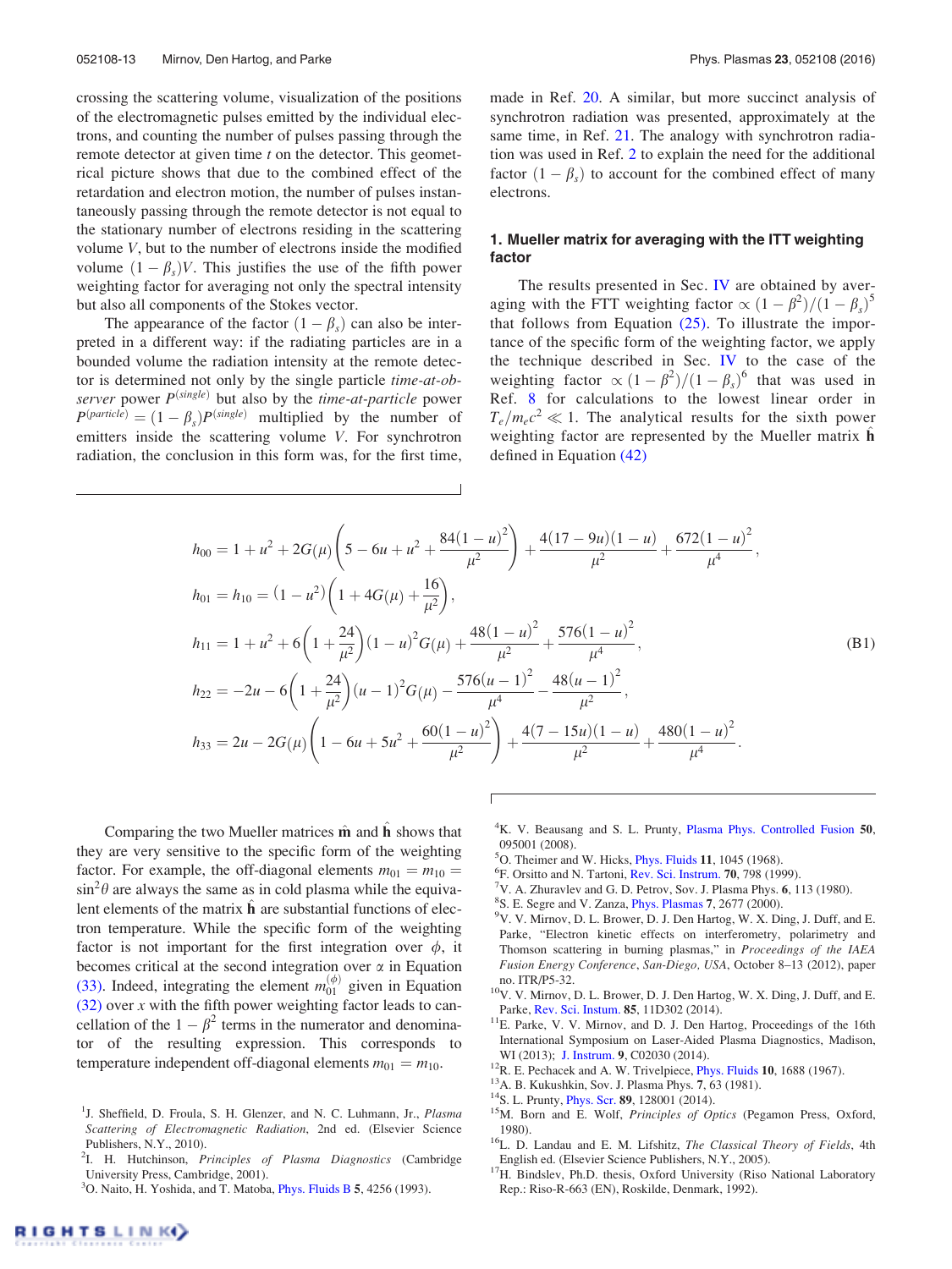crossing the scattering volume, visualization of the positions of the electromagnetic pulses emitted by the individual electrons, and counting the number of pulses passing through the remote detector at given time $t$ on the detector. This geometrical picture shows that due to the combined effect of the retardation and electron motion, the number of pulses instantaneously passing through the remote detector is not equal to the stationary number of electrons residing in the scattering volume $V$, but to the number of electrons inside the modified volume $(1-\beta_s)V$. This justifies the use of the fifth power weighting factor for averaging not only the spectral intensity but also all components of the Stokes vector.

The appearance of the factor $(1-\beta_s)$ can also be interpreted in a different way: if the radiating particles are in a bounded volume the radiation intensity at the remote detector is determined not only by the single particle *time-at-observer* power $P^{(single)}$ but also by the *time-at-particle* power $P^{(particle)} = (1-\beta_s)P^{(single)}$ multiplied by the number of emitters inside the scattering volume $V$. For synchrotron radiation, the conclusion in this form was, for the first time, made in Ref. 20. A similar, but more succinct analysis of synchrotron radiation was presented, approximately at the same time, in Ref. 21. The analogy with synchrotron radiation was used in Ref. 2 to explain the need for the additional factor $(1-\beta_s)$ to account for the combined effect of many electrons.

### 1. Mueller matrix for averaging with the ITT weighting factor

The results presented in Sec. IV are obtained by averaging with the FTT weighting factor $\propto (1-\beta^2)/(1-\beta_s)^5$ that follows from Equation (25). To illustrate the importance of the specific form of the weighting factor, we apply the technique described in Sec. IV to the case of the weighting factor $\propto (1-\beta^2)/(1-\beta_s)^6$ that was used in Ref. 8 for calculations to the lowest linear order in $T_e/m_ec^2 \ll 1$. The analytical results for the sixth power weighting factor are represented by the Mueller matrix $\hat{\mathbf{h}}$ defined in Equation (42)

$$
\begin{aligned}
h_{00} &= 1+u^2+2G(\mu)\left(5-6u+u^2+\frac{84(1-u)^2}{\mu^2}\right)+\frac{4(17-9u)(1-u)}{\mu^2}+\frac{672(1-u)^2}{\mu^4},\\
h_{01} &= h_{10} = (1-u^2)\left(1+4G(\mu)+\frac{16}{\mu^2}\right),\\
h_{11} &= 1+u^2+6\left(1+\frac{24}{\mu^2}\right)(1-u)^2G(\mu)+\frac{48(1-u)^2}{\mu^2}+\frac{576(1-u)^2}{\mu^4},\\
h_{22} &= -2u-6\left(1+\frac{24}{\mu^2}\right)(u-1)^2G(\mu)-\frac{576(u-1)^2}{\mu^4}-\frac{48(u-1)^2}{\mu^2},\\
h_{33} &= 2u-2G(\mu)\left(1-6u+5u^2+\frac{60(1-u)^2}{\mu^2}\right)+\frac{4(7-15u)(1-u)}{\mu^2}+\frac{480(1-u)^2}{\mu^4}.
\end{aligned}
\tag{B1}
$$

Comparing the two Mueller matrices $\hat{\mathbf{m}}$ and $\hat{\mathbf{h}}$ shows that they are very sensitive to the specific form of the weighting factor. For example, the off-diagonal elements $m_{01} = m_{10} = \sin^2\theta$ are always the same as in cold plasma while the equivalent elements of the matrix $\hat{\mathbf{h}}$ are substantial functions of electron temperature. While the specific form of the weighting factor is not important for the first integration over $\phi$, it becomes critical at the second integration over $\alpha$ in Equation (33). Indeed, integrating the element $m_{01}^{(\phi)}$ given in Equation (32) over $x$ with the fifth power weighting factor leads to cancellation of the $1-\beta^2$ terms in the numerator and denominator of the resulting expression. This corresponds to temperature independent off-diagonal elements $m_{01} = m_{10}$.

[1] J. Sheffield, D. Froula, S. H. Glenzer, and N. C. Luhmann, Jr., *Plasma Scattering of Electromagnetic Radiation*, 2nd ed. (Elsevier Science Publishers, N.Y., 2010).
[2] I. H. Hutchinson, *Principles of Plasma Diagnostics* (Cambridge University Press, Cambridge, 2001).
[3] O. Naito, H. Yoshida, and T. Matoba, Phys. Fluids B **5**, 4256 (1993).
[4] K. V. Beausang and S. L. Prunty, Plasma Phys. Controlled Fusion **50**, 095001 (2008).
[5] O. Theimer and W. Hicks, Phys. Fluids **11**, 1045 (1968).
[6] F. Orsitto and N. Tartoni, Rev. Sci. Instrum. **70**, 798 (1999).
[7] V. A. Zhuravlev and G. D. Petrov, Sov. J. Plasma Phys. **6**, 113 (1980).
[8] S. E. Segre and V. Zanza, Phys. Plasmas **7**, 2677 (2000).
[9] V. V. Mirnov, D. L. Brower, D. J. Den Hartog, W. X. Ding, J. Duff, and E. Parke, "Electron kinetic effects on interferometry, polarimetry and Thomson scattering in burning plasmas," in *Proceedings of the IAEA Fusion Energy Conference*, *San-Diego, USA*, October 8–13 (2012), paper no. ITR/P5-32.
[10] V. V. Mirnov, D. L. Brower, D. J. Den Hartog, W. X. Ding, J. Duff, and E. Parke, Rev. Sci. Instrum. **85**, 11D302 (2014).
[11] E. Parke, V. V. Mirnov, and D. J. Den Hartog, Proceedings of the 16th International Symposium on Laser-Aided Plasma Diagnostics, Madison, WI (2013); J. Instrum. **9**, C02030 (2014).
[12] R. E. Pechacek and A. W. Trivelpiece, Phys. Fluids **10**, 1688 (1967).
[13] A. B. Kukushkin, Sov. J. Plasma Phys. **7**, 63 (1981).
[14] S. L. Prunty, Phys. Scr. **89**, 128001 (2014).
[15] M. Born and E. Wolf, *Principles of Optics* (Pegamon Press, Oxford, 1980).
[16] L. D. Landau and E. M. Lifshitz, *The Classical Theory of Fields*, 4th English ed. (Elsevier Science Publishers, N.Y., 2005).
[17] H. Bindslev, Ph.D. thesis, Oxford University (Riso National Laboratory Rep.: Riso-R-663 (EN), Roskilde, Denmark, 1992).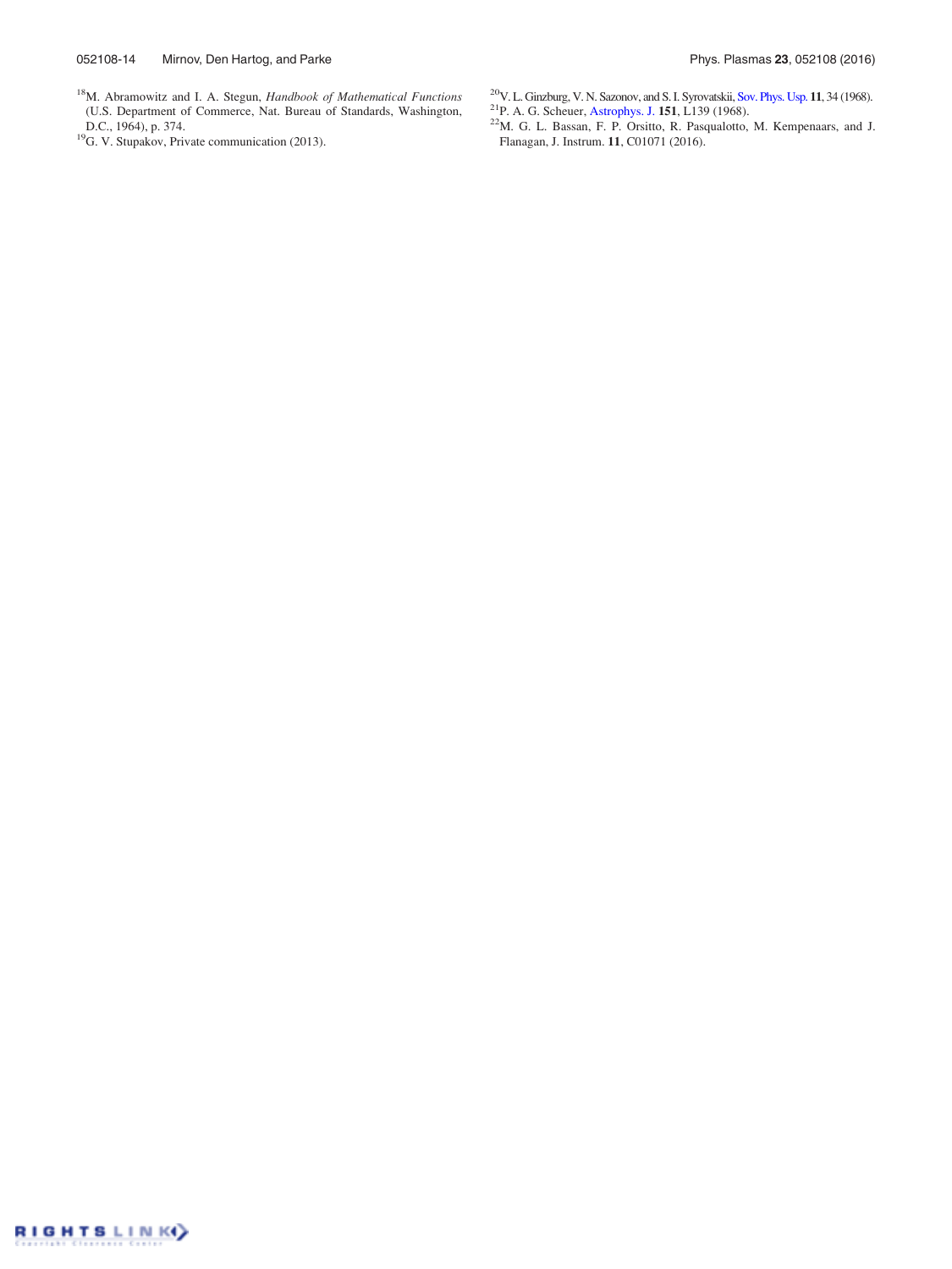[18]M. Abramowitz and I. A. Stegun, *Handbook of Mathematical Functions* (U.S. Department of Commerce, Nat. Bureau of Standards, Washington, D.C., 1964), p. 374.

[19]G. V. Stupakov, Private communication (2013).

[20]V. L. Ginzburg, V. N. Sazonov, and S. I. Syrovatskii, Sov. Phys. Usp. **11**, 34 (1968).

[21]P. A. G. Scheuer, Astrophys. J. **151**, L139 (1968).

[22]M. G. L. Bassan, F. P. Orsitto, R. Pasqualotto, M. Kempenaars, and J. Flanagan, J. Instrum. **11**, C01071 (2016).